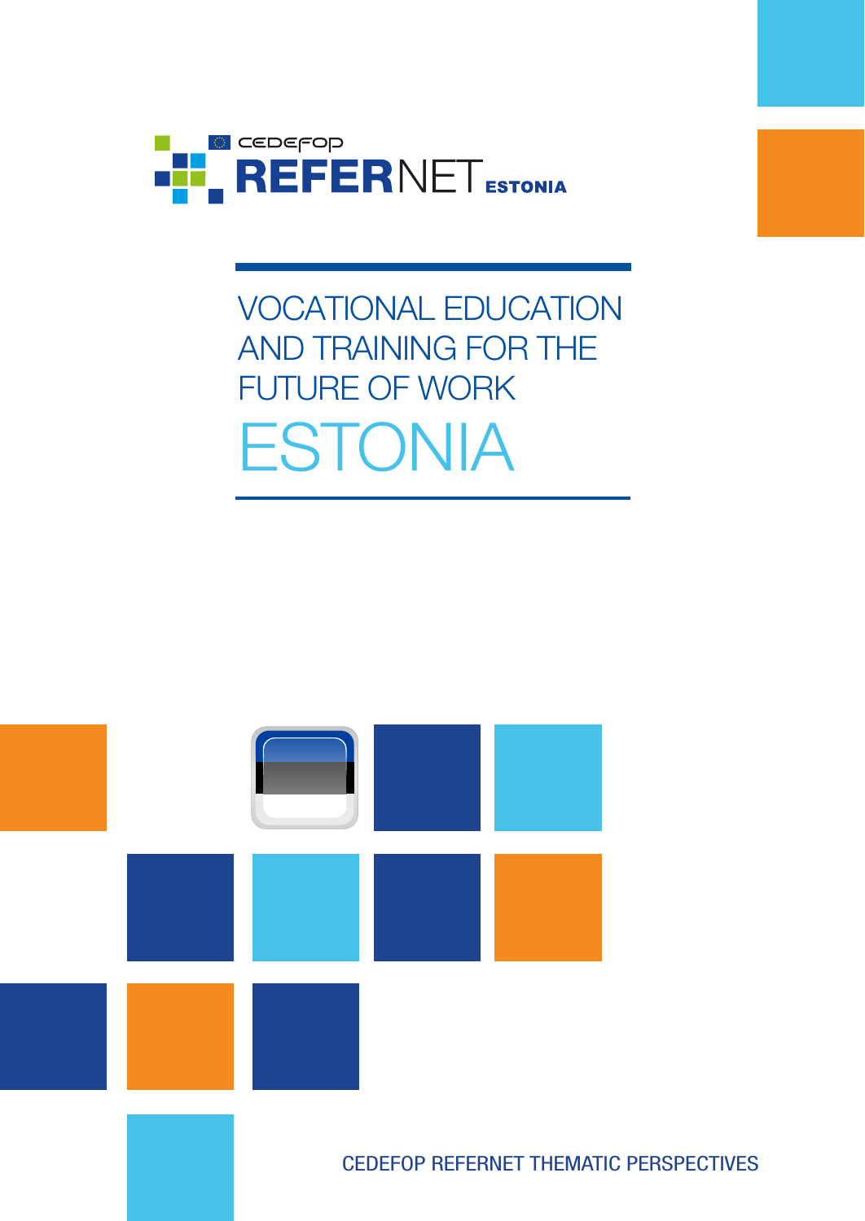CEDEFOP REFERNET ESTONIA

# VOCATIONAL EDUCATION AND TRAINING FOR THE FUTURE OF WORK

# ESTONIA

CEDEFOP REFERNET THEMATIC PERSPECTIVES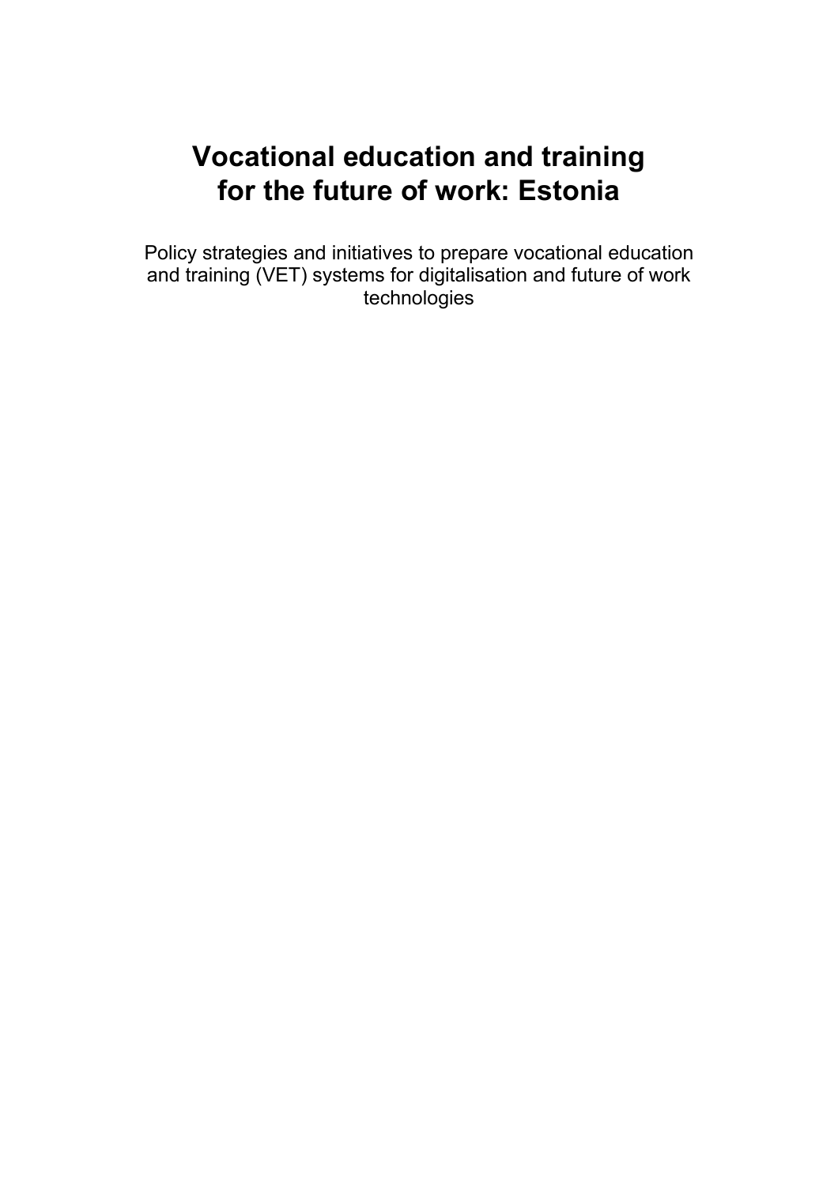# Vocational education and training for the future of work: Estonia

Policy strategies and initiatives to prepare vocational education and training (VET) systems for digitalisation and future of work technologies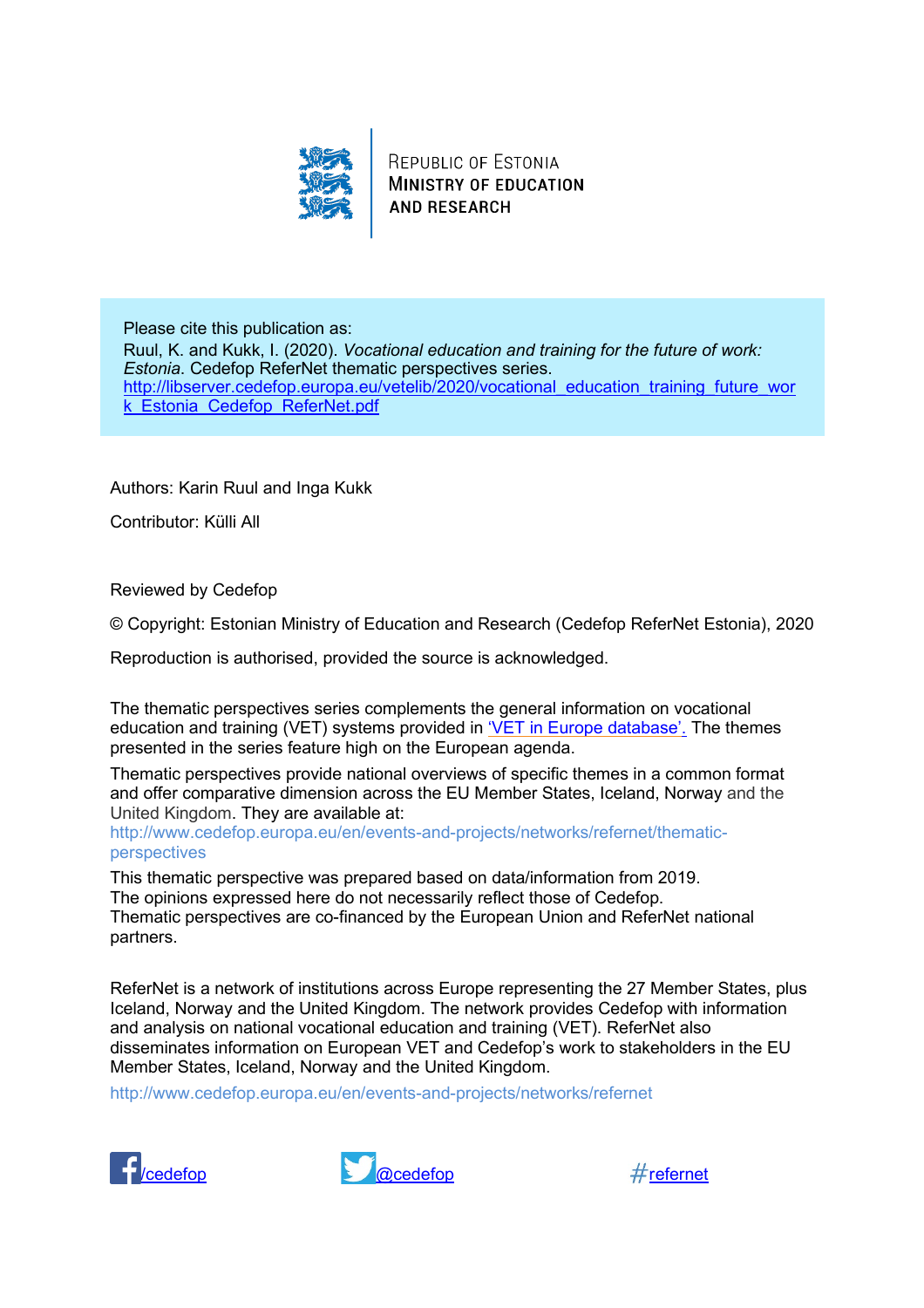REPUBLIC OF ESTONIA
MINISTRY OF EDUCATION
AND RESEARCH

Please cite this publication as:
Ruul, K. and Kukk, I. (2020). *Vocational education and training for the future of work: Estonia*. Cedefop ReferNet thematic perspectives series.
http://libserver.cedefop.europa.eu/vetelib/2020/vocational_education_training_future_work_Estonia_Cedefop_ReferNet.pdf

Authors: Karin Ruul and Inga Kukk

Contributor: Külli All

Reviewed by Cedefop

© Copyright: Estonian Ministry of Education and Research (Cedefop ReferNet Estonia), 2020

Reproduction is authorised, provided the source is acknowledged.

The thematic perspectives series complements the general information on vocational education and training (VET) systems provided in 'VET in Europe database'. The themes presented in the series feature high on the European agenda.

Thematic perspectives provide national overviews of specific themes in a common format and offer comparative dimension across the EU Member States, Iceland, Norway and the United Kingdom. They are available at:
http://www.cedefop.europa.eu/en/events-and-projects/networks/refernet/thematic-perspectives

This thematic perspective was prepared based on data/information from 2019.
The opinions expressed here do not necessarily reflect those of Cedefop.
Thematic perspectives are co-financed by the European Union and ReferNet national partners.

ReferNet is a network of institutions across Europe representing the 27 Member States, plus Iceland, Norway and the United Kingdom. The network provides Cedefop with information and analysis on national vocational education and training (VET). ReferNet also disseminates information on European VET and Cedefop's work to stakeholders in the EU Member States, Iceland, Norway and the United Kingdom.

http://www.cedefop.europa.eu/en/events-and-projects/networks/refernet

/cedefop @cedefop #refernet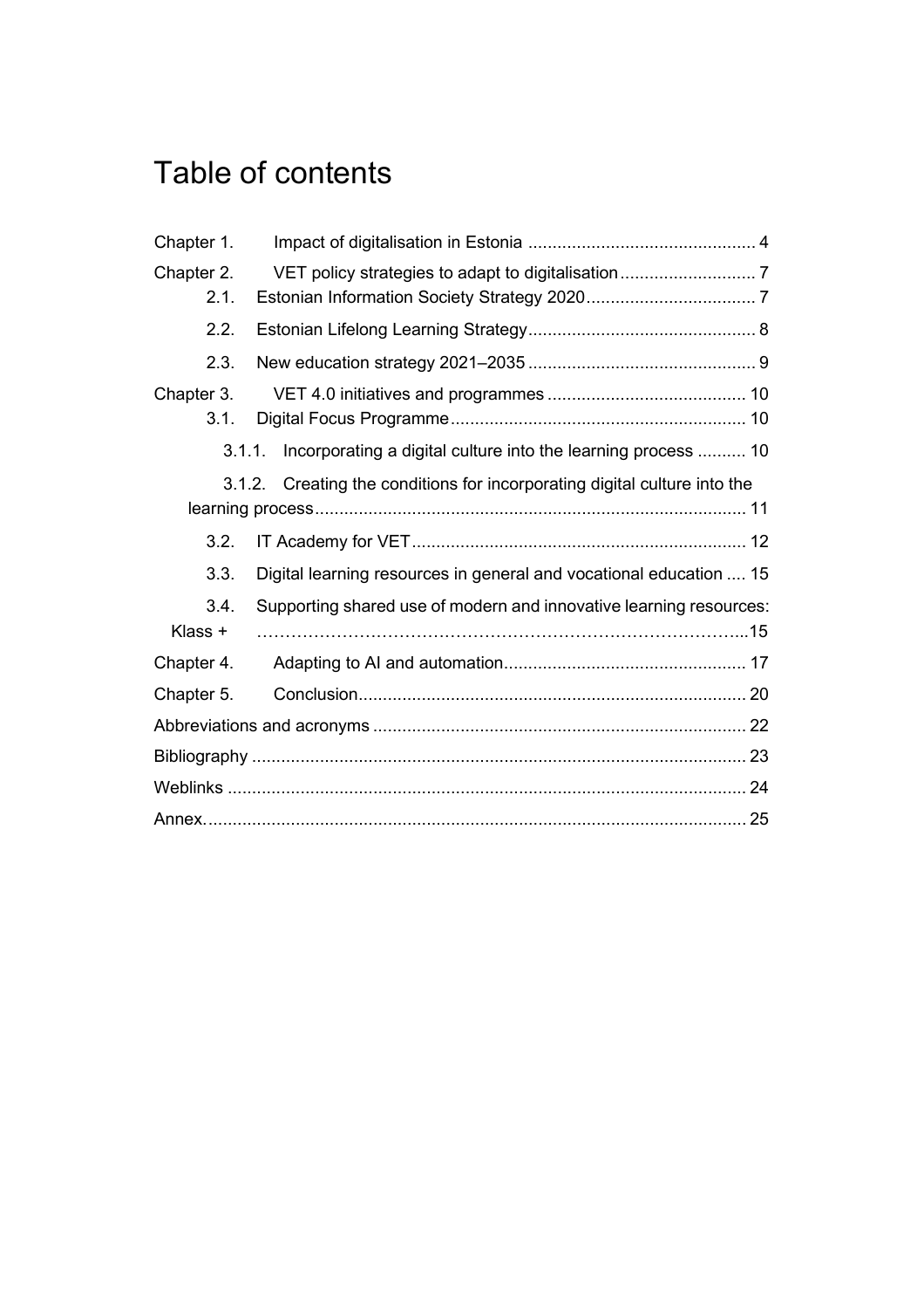# Table of contents

Chapter 1. Impact of digitalisation in Estonia ............................................... 4

Chapter 2. VET policy strategies to adapt to digitalisation ............................ 7

2.1. Estonian Information Society Strategy 2020 ................................... 7

2.2. Estonian Lifelong Learning Strategy ............................................... 8

2.3. New education strategy 2021–2035 ............................................... 9

Chapter 3. VET 4.0 initiatives and programmes ......................................... 10

3.1. Digital Focus Programme ............................................................. 10

3.1.1. Incorporating a digital culture into the learning process .......... 10

3.1.2. Creating the conditions for incorporating digital culture into the learning process ......................................................................................... 11

3.2. IT Academy for VET ..................................................................... 12

3.3. Digital learning resources in general and vocational education .... 15

3.4. Supporting shared use of modern and innovative learning resources: Klass + ……………………………………………………………………...15

Chapter 4. Adapting to AI and automation .................................................. 17

Chapter 5. Conclusion ................................................................................ 20

Abbreviations and acronyms ............................................................................. 22

Bibliography ...................................................................................................... 23

Weblinks ........................................................................................................... 24

Annex. .............................................................................................................. 25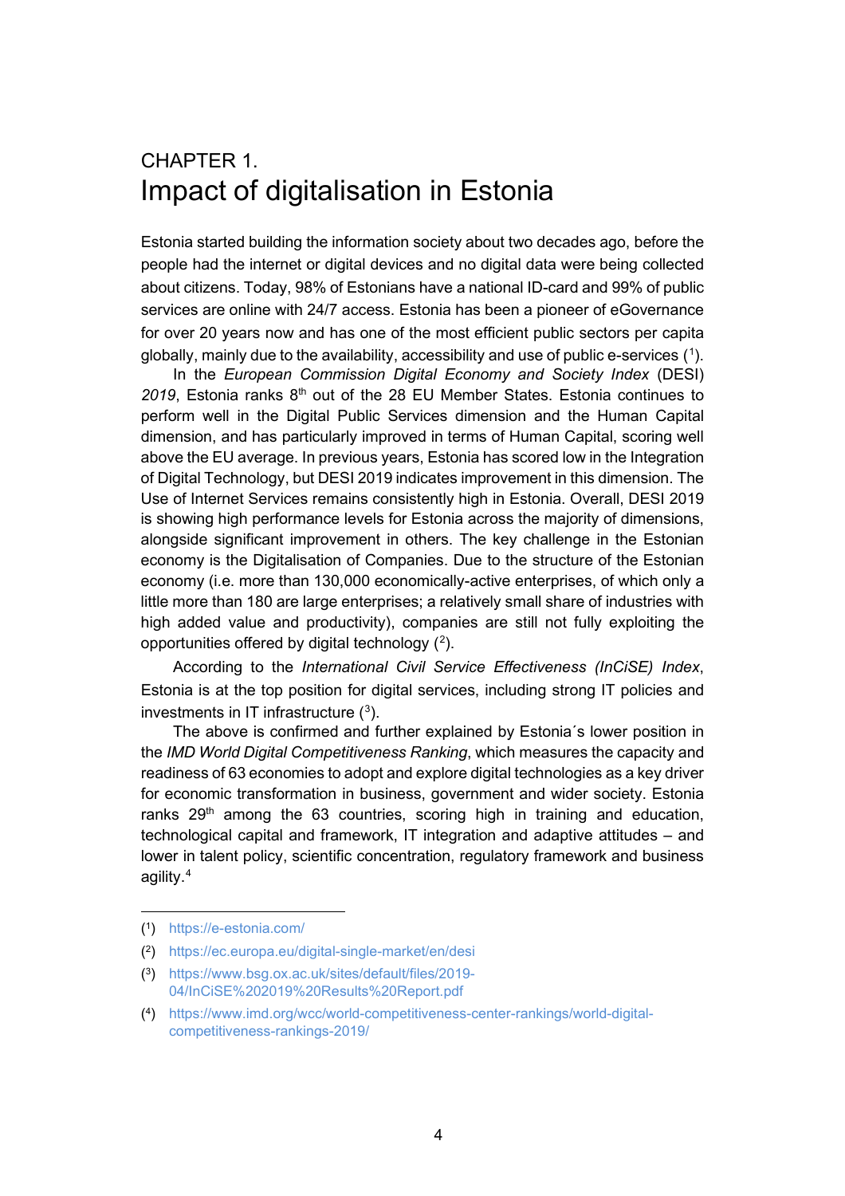# CHAPTER 1.
# Impact of digitalisation in Estonia

Estonia started building the information society about two decades ago, before the people had the internet or digital devices and no digital data were being collected about citizens. Today, 98% of Estonians have a national ID-card and 99% of public services are online with 24/7 access. Estonia has been a pioneer of eGovernance for over 20 years now and has one of the most efficient public sectors per capita globally, mainly due to the availability, accessibility and use of public e-services ([1]).

In the *European Commission Digital Economy and Society Index* (DESI) *2019*, Estonia ranks 8th out of the 28 EU Member States. Estonia continues to perform well in the Digital Public Services dimension and the Human Capital dimension, and has particularly improved in terms of Human Capital, scoring well above the EU average. In previous years, Estonia has scored low in the Integration of Digital Technology, but DESI 2019 indicates improvement in this dimension. The Use of Internet Services remains consistently high in Estonia. Overall, DESI 2019 is showing high performance levels for Estonia across the majority of dimensions, alongside significant improvement in others. The key challenge in the Estonian economy is the Digitalisation of Companies. Due to the structure of the Estonian economy (i.e. more than 130,000 economically-active enterprises, of which only a little more than 180 are large enterprises; a relatively small share of industries with high added value and productivity), companies are still not fully exploiting the opportunities offered by digital technology ([2]).

According to the *International Civil Service Effectiveness (InCiSE) Index*, Estonia is at the top position for digital services, including strong IT policies and investments in IT infrastructure ([3]).

The above is confirmed and further explained by Estonia´s lower position in the *IMD World Digital Competitiveness Ranking*, which measures the capacity and readiness of 63 economies to adopt and explore digital technologies as a key driver for economic transformation in business, government and wider society. Estonia ranks 29th among the 63 countries, scoring high in training and education, technological capital and framework, IT integration and adaptive attitudes – and lower in talent policy, scientific concentration, regulatory framework and business agility.[4]

---

([1]) https://e-estonia.com/

([2]) https://ec.europa.eu/digital-single-market/en/desi

([3]) https://www.bsg.ox.ac.uk/sites/default/files/2019-04/InCiSE%202019%20Results%20Report.pdf

([4]) https://www.imd.org/wcc/world-competitiveness-center-rankings/world-digital-competitiveness-rankings-2019/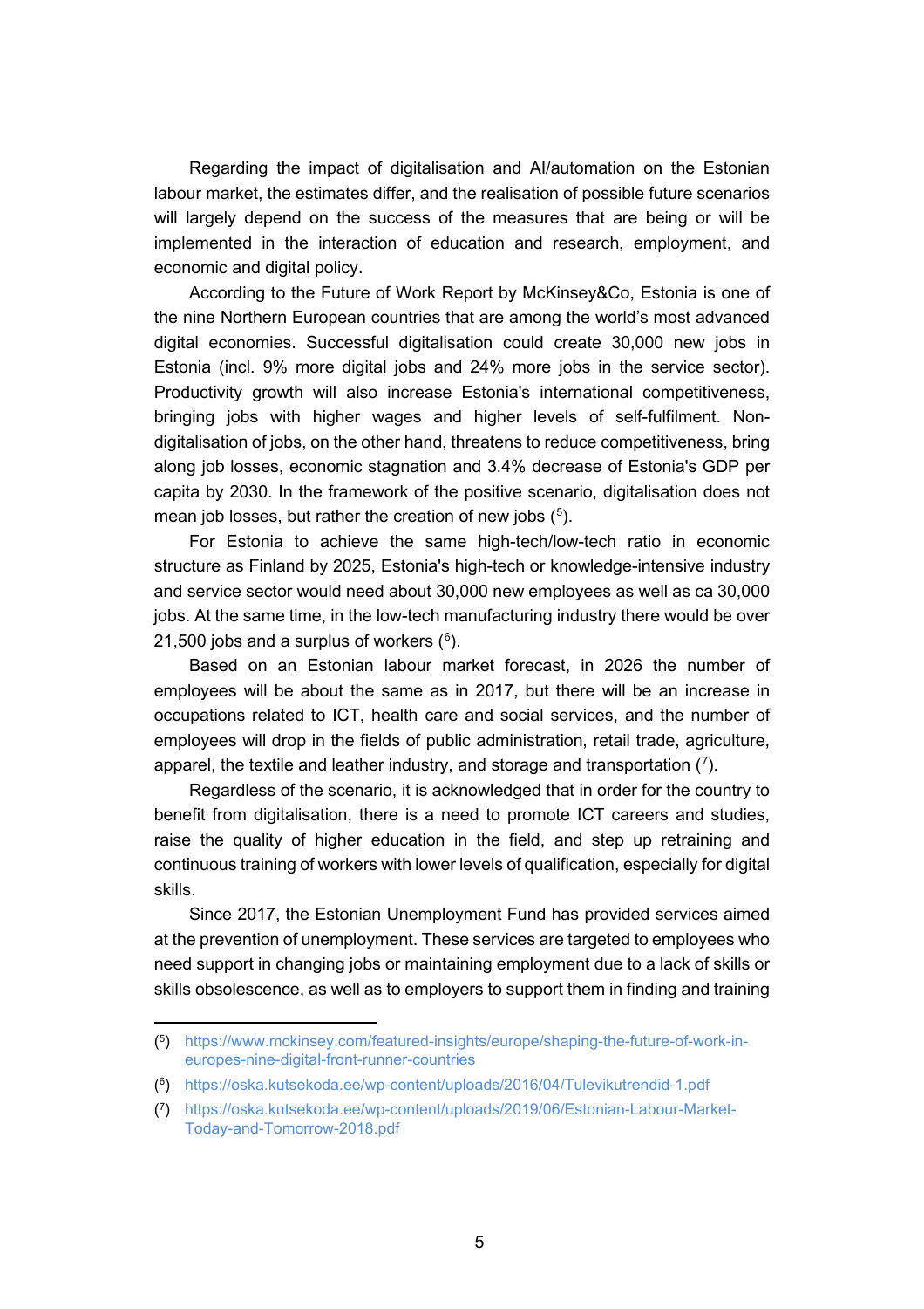Regarding the impact of digitalisation and AI/automation on the Estonian labour market, the estimates differ, and the realisation of possible future scenarios will largely depend on the success of the measures that are being or will be implemented in the interaction of education and research, employment, and economic and digital policy.

According to the Future of Work Report by McKinsey&Co, Estonia is one of the nine Northern European countries that are among the world's most advanced digital economies. Successful digitalisation could create 30,000 new jobs in Estonia (incl. 9% more digital jobs and 24% more jobs in the service sector). Productivity growth will also increase Estonia's international competitiveness, bringing jobs with higher wages and higher levels of self-fulfilment. Non-digitalisation of jobs, on the other hand, threatens to reduce competitiveness, bring along job losses, economic stagnation and 3.4% decrease of Estonia's GDP per capita by 2030. In the framework of the positive scenario, digitalisation does not mean job losses, but rather the creation of new jobs ([5]).

For Estonia to achieve the same high-tech/low-tech ratio in economic structure as Finland by 2025, Estonia's high-tech or knowledge-intensive industry and service sector would need about 30,000 new employees as well as ca 30,000 jobs. At the same time, in the low-tech manufacturing industry there would be over 21,500 jobs and a surplus of workers ([6]).

Based on an Estonian labour market forecast, in 2026 the number of employees will be about the same as in 2017, but there will be an increase in occupations related to ICT, health care and social services, and the number of employees will drop in the fields of public administration, retail trade, agriculture, apparel, the textile and leather industry, and storage and transportation ([7]).

Regardless of the scenario, it is acknowledged that in order for the country to benefit from digitalisation, there is a need to promote ICT careers and studies, raise the quality of higher education in the field, and step up retraining and continuous training of workers with lower levels of qualification, especially for digital skills.

Since 2017, the Estonian Unemployment Fund has provided services aimed at the prevention of unemployment. These services are targeted to employees who need support in changing jobs or maintaining employment due to a lack of skills or skills obsolescence, as well as to employers to support them in finding and training

---

([5]) https://www.mckinsey.com/featured-insights/europe/shaping-the-future-of-work-in-europes-nine-digital-front-runner-countries

([6]) https://oska.kutsekoda.ee/wp-content/uploads/2016/04/Tulevikutrendid-1.pdf

([7]) https://oska.kutsekoda.ee/wp-content/uploads/2019/06/Estonian-Labour-Market-Today-and-Tomorrow-2018.pdf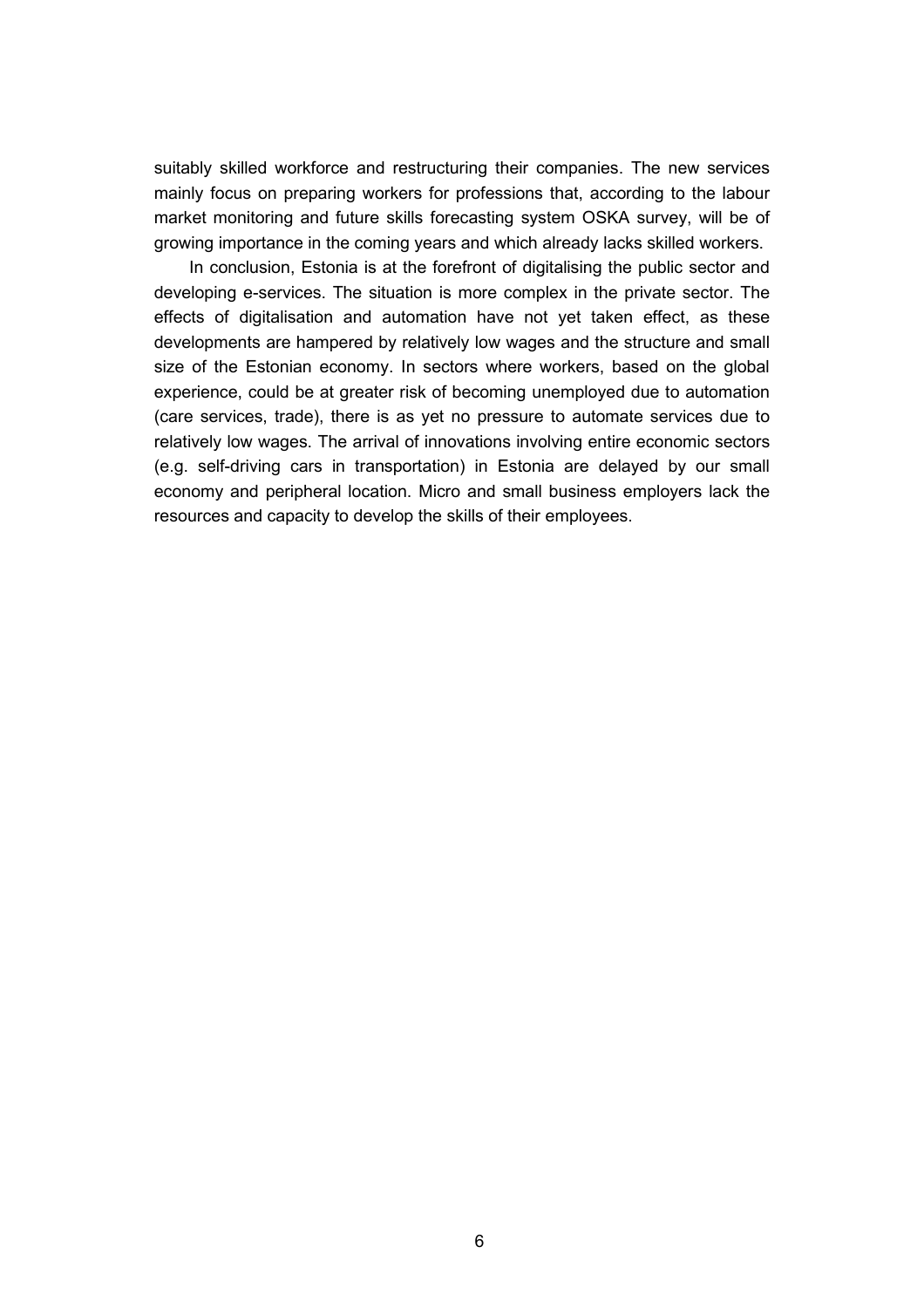suitably skilled workforce and restructuring their companies. The new services mainly focus on preparing workers for professions that, according to the labour market monitoring and future skills forecasting system OSKA survey, will be of growing importance in the coming years and which already lacks skilled workers.

In conclusion, Estonia is at the forefront of digitalising the public sector and developing e-services. The situation is more complex in the private sector. The effects of digitalisation and automation have not yet taken effect, as these developments are hampered by relatively low wages and the structure and small size of the Estonian economy. In sectors where workers, based on the global experience, could be at greater risk of becoming unemployed due to automation (care services, trade), there is as yet no pressure to automate services due to relatively low wages. The arrival of innovations involving entire economic sectors (e.g. self-driving cars in transportation) in Estonia are delayed by our small economy and peripheral location. Micro and small business employers lack the resources and capacity to develop the skills of their employees.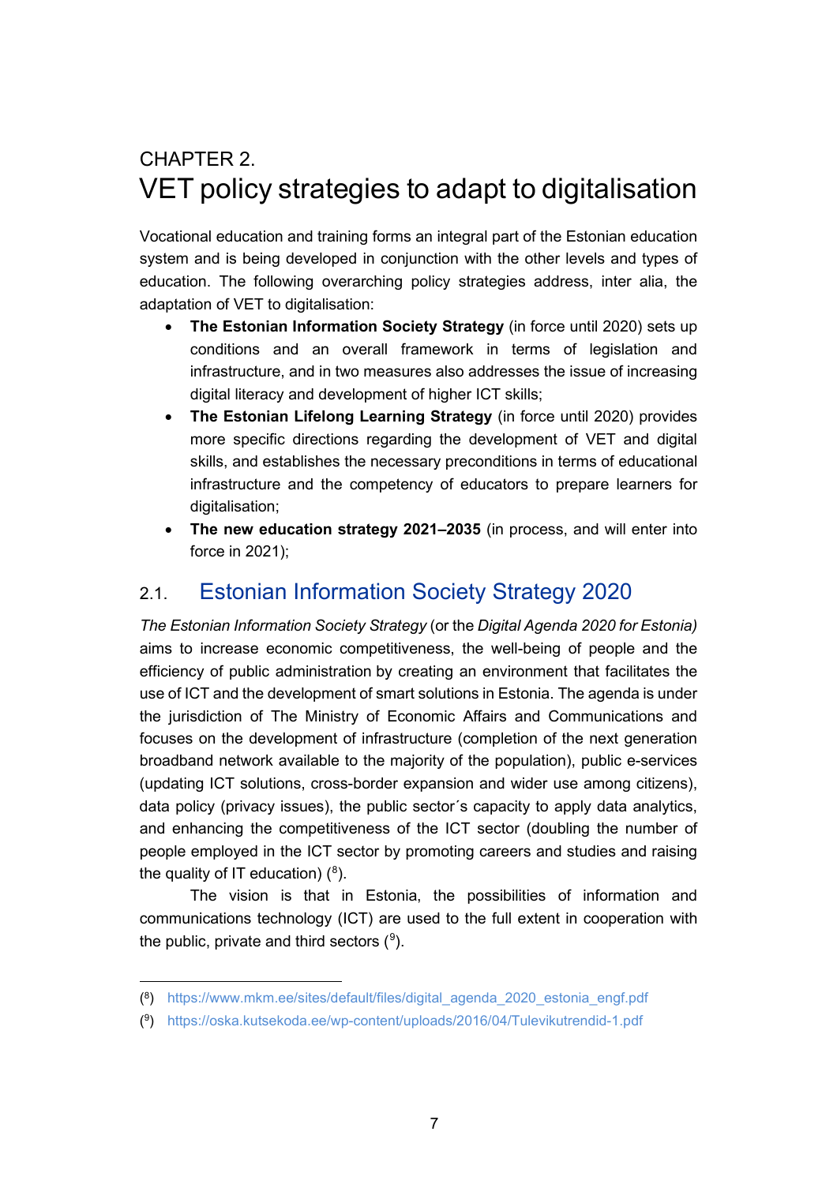# CHAPTER 2.
# VET policy strategies to adapt to digitalisation

Vocational education and training forms an integral part of the Estonian education system and is being developed in conjunction with the other levels and types of education. The following overarching policy strategies address, inter alia, the adaptation of VET to digitalisation:

- **The Estonian Information Society Strategy** (in force until 2020) sets up conditions and an overall framework in terms of legislation and infrastructure, and in two measures also addresses the issue of increasing digital literacy and development of higher ICT skills;
- **The Estonian Lifelong Learning Strategy** (in force until 2020) provides more specific directions regarding the development of VET and digital skills, and establishes the necessary preconditions in terms of educational infrastructure and the competency of educators to prepare learners for digitalisation;
- **The new education strategy 2021–2035** (in process, and will enter into force in 2021);

## 2.1. Estonian Information Society Strategy 2020

*The Estonian Information Society Strategy* (or the *Digital Agenda 2020 for Estonia)* aims to increase economic competitiveness, the well-being of people and the efficiency of public administration by creating an environment that facilitates the use of ICT and the development of smart solutions in Estonia. The agenda is under the jurisdiction of The Ministry of Economic Affairs and Communications and focuses on the development of infrastructure (completion of the next generation broadband network available to the majority of the population), public e-services (updating ICT solutions, cross-border expansion and wider use among citizens), data policy (privacy issues), the public sector´s capacity to apply data analytics, and enhancing the competitiveness of the ICT sector (doubling the number of people employed in the ICT sector by promoting careers and studies and raising the quality of IT education) ([8]).

The vision is that in Estonia, the possibilities of information and communications technology (ICT) are used to the full extent in cooperation with the public, private and third sectors ([9]).

---

([8]) https://www.mkm.ee/sites/default/files/digital_agenda_2020_estonia_engf.pdf

([9]) https://oska.kutsekoda.ee/wp-content/uploads/2016/04/Tulevikutrendid-1.pdf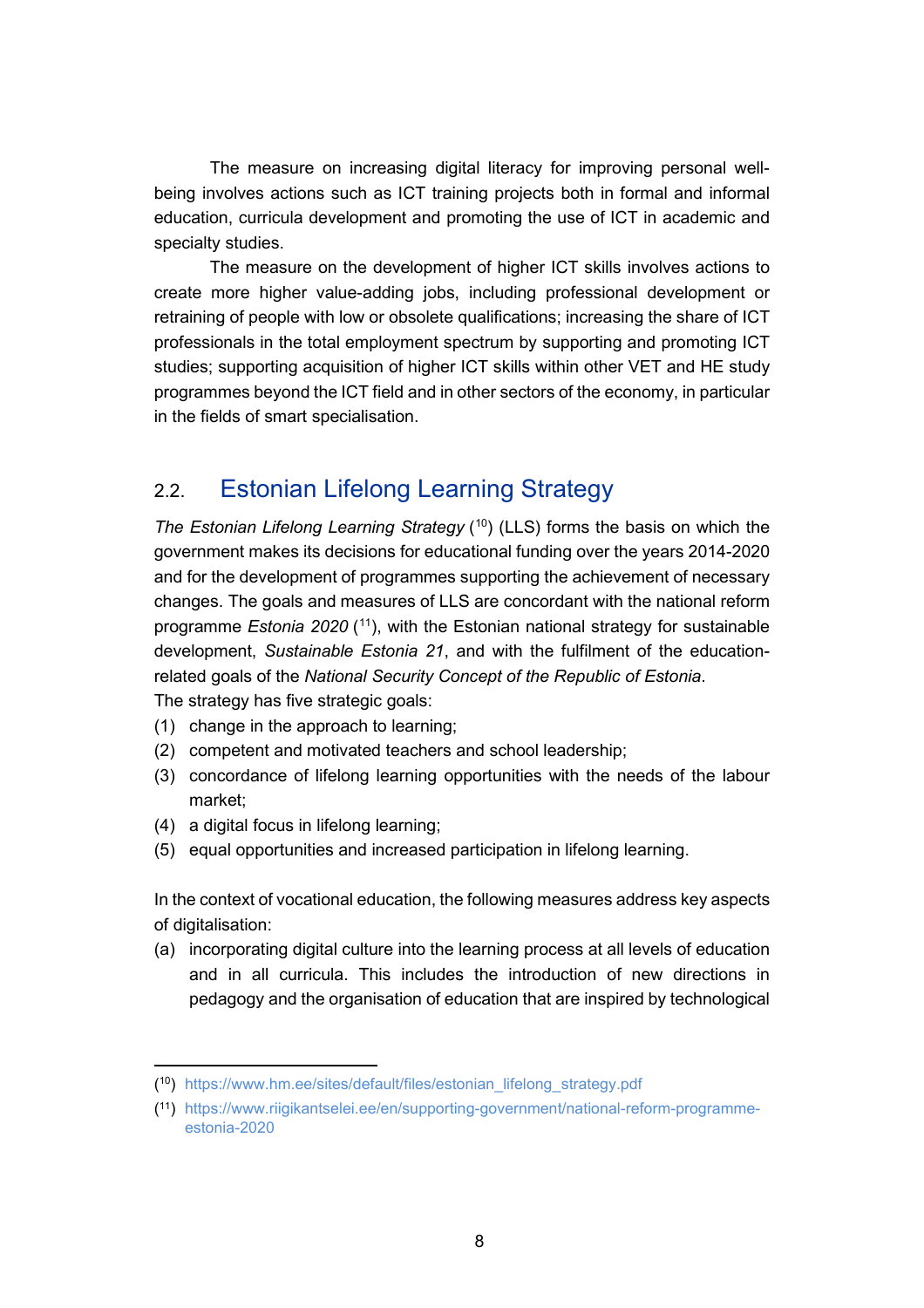The measure on increasing digital literacy for improving personal well-being involves actions such as ICT training projects both in formal and informal education, curricula development and promoting the use of ICT in academic and specialty studies.

The measure on the development of higher ICT skills involves actions to create more higher value-adding jobs, including professional development or retraining of people with low or obsolete qualifications; increasing the share of ICT professionals in the total employment spectrum by supporting and promoting ICT studies; supporting acquisition of higher ICT skills within other VET and HE study programmes beyond the ICT field and in other sectors of the economy, in particular in the fields of smart specialisation.

## 2.2. Estonian Lifelong Learning Strategy

*The Estonian Lifelong Learning Strategy* ([10]) (LLS) forms the basis on which the government makes its decisions for educational funding over the years 2014-2020 and for the development of programmes supporting the achievement of necessary changes. The goals and measures of LLS are concordant with the national reform programme *Estonia 2020* ([11]), with the Estonian national strategy for sustainable development, *Sustainable Estonia 21*, and with the fulfilment of the education-related goals of the *National Security Concept of the Republic of Estonia*.

The strategy has five strategic goals:

(1) change in the approach to learning;
(2) competent and motivated teachers and school leadership;
(3) concordance of lifelong learning opportunities with the needs of the labour market;
(4) a digital focus in lifelong learning;
(5) equal opportunities and increased participation in lifelong learning.

In the context of vocational education, the following measures address key aspects of digitalisation:

(a) incorporating digital culture into the learning process at all levels of education and in all curricula. This includes the introduction of new directions in pedagogy and the organisation of education that are inspired by technological

([10]) https://www.hm.ee/sites/default/files/estonian_lifelong_strategy.pdf

([11]) https://www.riigikantselei.ee/en/supporting-government/national-reform-programme-estonia-2020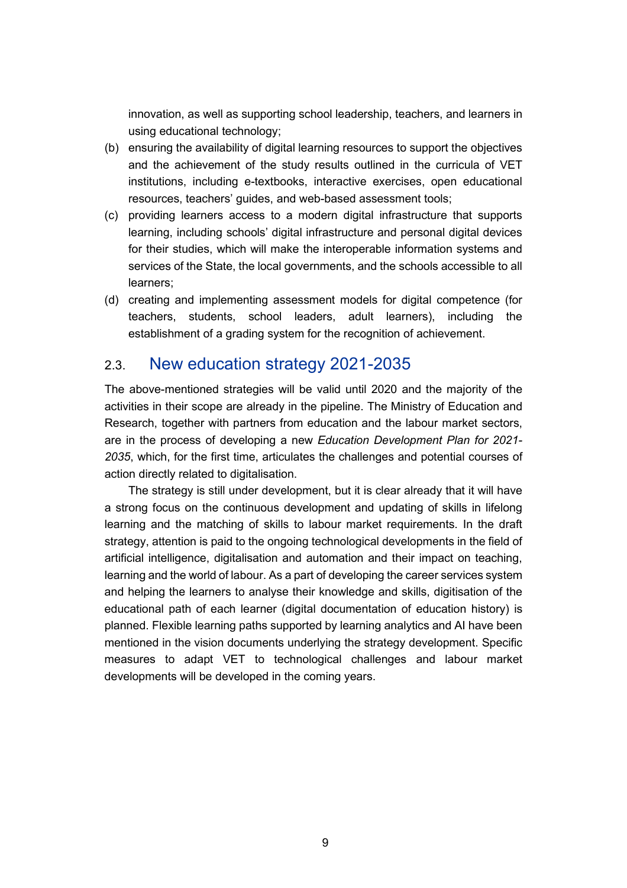innovation, as well as supporting school leadership, teachers, and learners in using educational technology;

(b) ensuring the availability of digital learning resources to support the objectives and the achievement of the study results outlined in the curricula of VET institutions, including e-textbooks, interactive exercises, open educational resources, teachers' guides, and web-based assessment tools;

(c) providing learners access to a modern digital infrastructure that supports learning, including schools' digital infrastructure and personal digital devices for their studies, which will make the interoperable information systems and services of the State, the local governments, and the schools accessible to all learners;

(d) creating and implementing assessment models for digital competence (for teachers, students, school leaders, adult learners), including the establishment of a grading system for the recognition of achievement.

## 2.3. New education strategy 2021-2035

The above-mentioned strategies will be valid until 2020 and the majority of the activities in their scope are already in the pipeline. The Ministry of Education and Research, together with partners from education and the labour market sectors, are in the process of developing a new *Education Development Plan for 2021-2035*, which, for the first time, articulates the challenges and potential courses of action directly related to digitalisation.

The strategy is still under development, but it is clear already that it will have a strong focus on the continuous development and updating of skills in lifelong learning and the matching of skills to labour market requirements. In the draft strategy, attention is paid to the ongoing technological developments in the field of artificial intelligence, digitalisation and automation and their impact on teaching, learning and the world of labour. As a part of developing the career services system and helping the learners to analyse their knowledge and skills, digitisation of the educational path of each learner (digital documentation of education history) is planned. Flexible learning paths supported by learning analytics and AI have been mentioned in the vision documents underlying the strategy development. Specific measures to adapt VET to technological challenges and labour market developments will be developed in the coming years.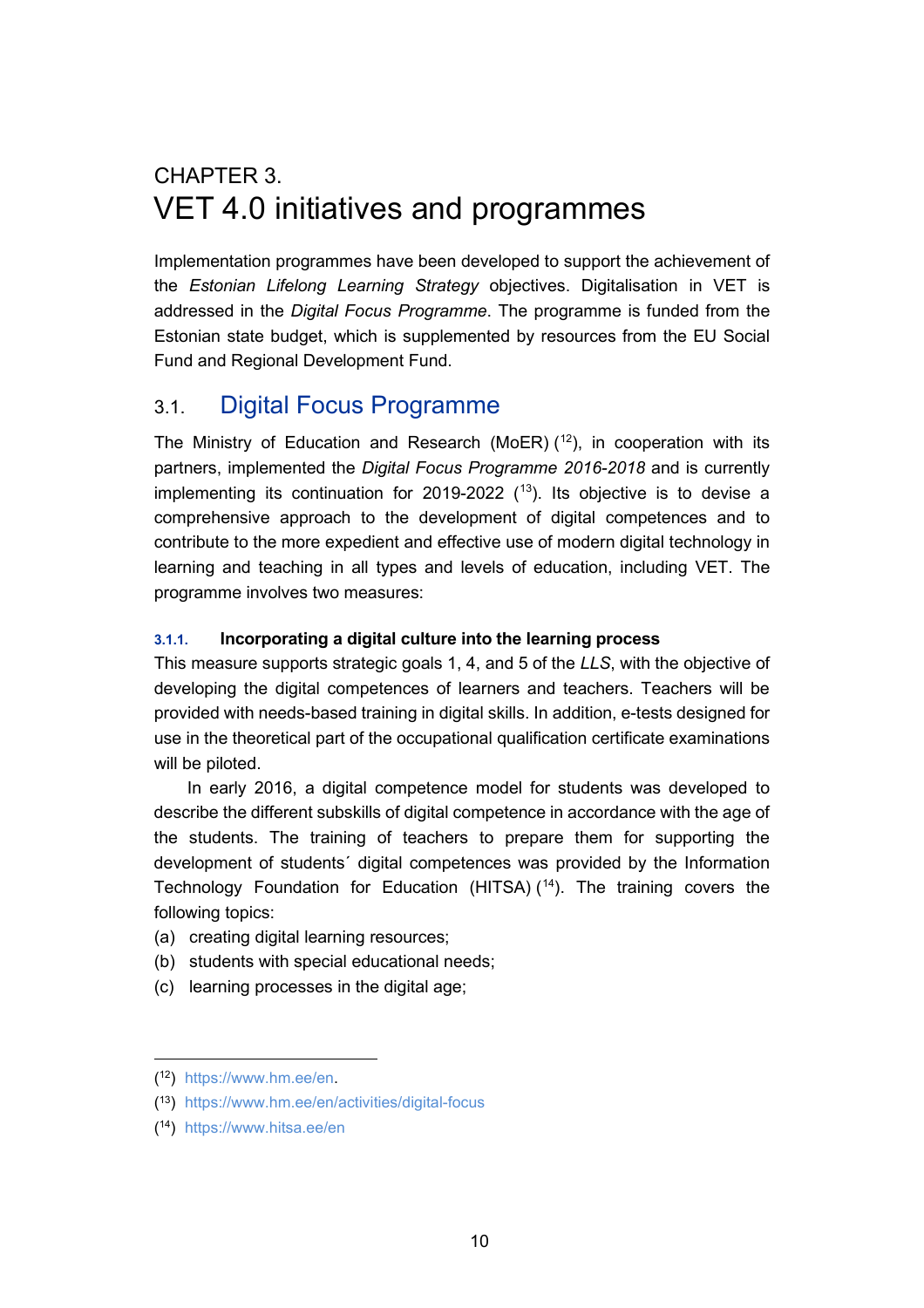# CHAPTER 3.
# VET 4.0 initiatives and programmes

Implementation programmes have been developed to support the achievement of the *Estonian Lifelong Learning Strategy* objectives. Digitalisation in VET is addressed in the *Digital Focus Programme*. The programme is funded from the Estonian state budget, which is supplemented by resources from the EU Social Fund and Regional Development Fund.

## 3.1. Digital Focus Programme

The Ministry of Education and Research (MoER) ([12]), in cooperation with its partners, implemented the *Digital Focus Programme 2016-2018* and is currently implementing its continuation for 2019-2022 ([13]). Its objective is to devise a comprehensive approach to the development of digital competences and to contribute to the more expedient and effective use of modern digital technology in learning and teaching in all types and levels of education, including VET. The programme involves two measures:

### 3.1.1. Incorporating a digital culture into the learning process

This measure supports strategic goals 1, 4, and 5 of the *LLS*, with the objective of developing the digital competences of learners and teachers. Teachers will be provided with needs-based training in digital skills. In addition, e-tests designed for use in the theoretical part of the occupational qualification certificate examinations will be piloted.

In early 2016, a digital competence model for students was developed to describe the different subskills of digital competence in accordance with the age of the students. The training of teachers to prepare them for supporting the development of students´ digital competences was provided by the Information Technology Foundation for Education (HITSA) ([14]). The training covers the following topics:

(a) creating digital learning resources;
(b) students with special educational needs;
(c) learning processes in the digital age;

---

([12]) https://www.hm.ee/en.

([13]) https://www.hm.ee/en/activities/digital-focus

([14]) https://www.hitsa.ee/en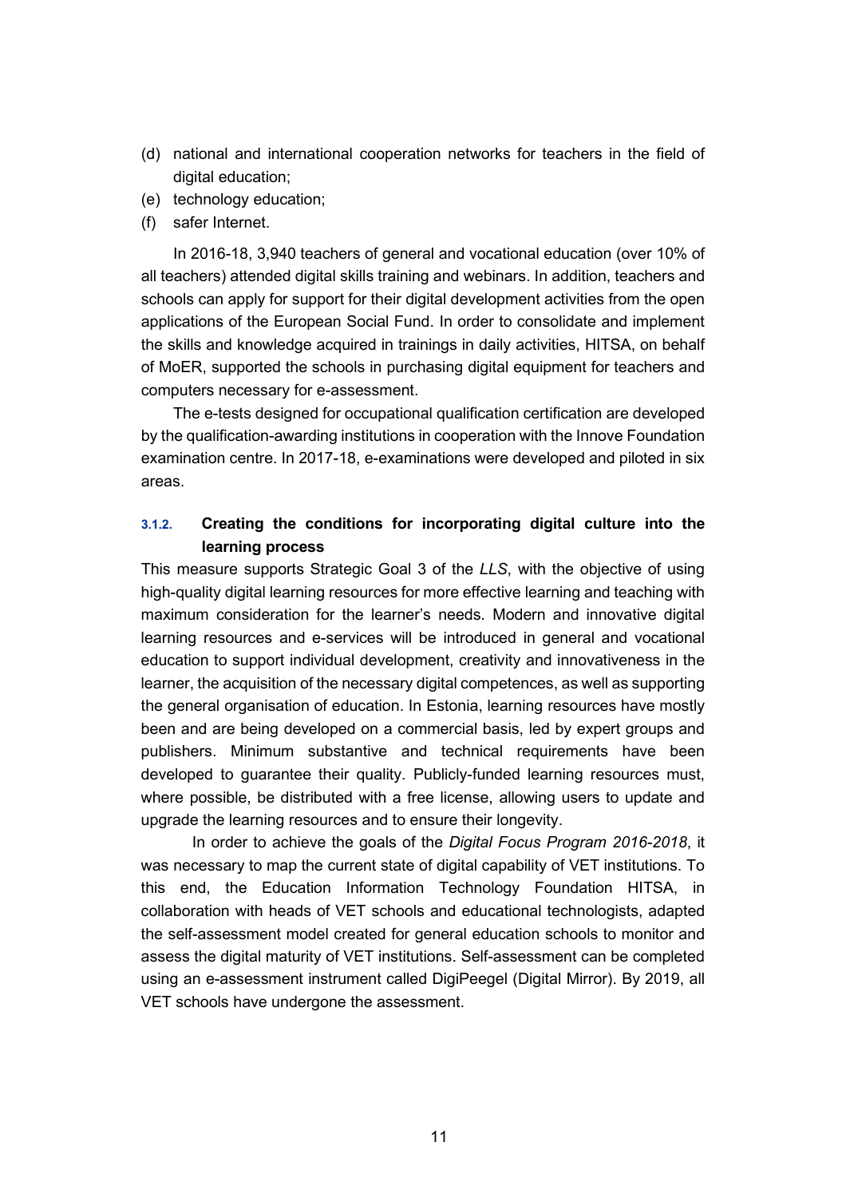(d) national and international cooperation networks for teachers in the field of digital education;
(e) technology education;
(f) safer Internet.

In 2016-18, 3,940 teachers of general and vocational education (over 10% of all teachers) attended digital skills training and webinars. In addition, teachers and schools can apply for support for their digital development activities from the open applications of the European Social Fund. In order to consolidate and implement the skills and knowledge acquired in trainings in daily activities, HITSA, on behalf of MoER, supported the schools in purchasing digital equipment for teachers and computers necessary for e-assessment.

The e-tests designed for occupational qualification certification are developed by the qualification-awarding institutions in cooperation with the Innove Foundation examination centre. In 2017-18, e-examinations were developed and piloted in six areas.

### 3.1.2. Creating the conditions for incorporating digital culture into the learning process

This measure supports Strategic Goal 3 of the *LLS*, with the objective of using high-quality digital learning resources for more effective learning and teaching with maximum consideration for the learner's needs. Modern and innovative digital learning resources and e-services will be introduced in general and vocational education to support individual development, creativity and innovativeness in the learner, the acquisition of the necessary digital competences, as well as supporting the general organisation of education. In Estonia, learning resources have mostly been and are being developed on a commercial basis, led by expert groups and publishers. Minimum substantive and technical requirements have been developed to guarantee their quality. Publicly-funded learning resources must, where possible, be distributed with a free license, allowing users to update and upgrade the learning resources and to ensure their longevity.

In order to achieve the goals of the *Digital Focus Program 2016-2018*, it was necessary to map the current state of digital capability of VET institutions. To this end, the Education Information Technology Foundation HITSA, in collaboration with heads of VET schools and educational technologists, adapted the self-assessment model created for general education schools to monitor and assess the digital maturity of VET institutions. Self-assessment can be completed using an e-assessment instrument called DigiPeegel (Digital Mirror). By 2019, all VET schools have undergone the assessment.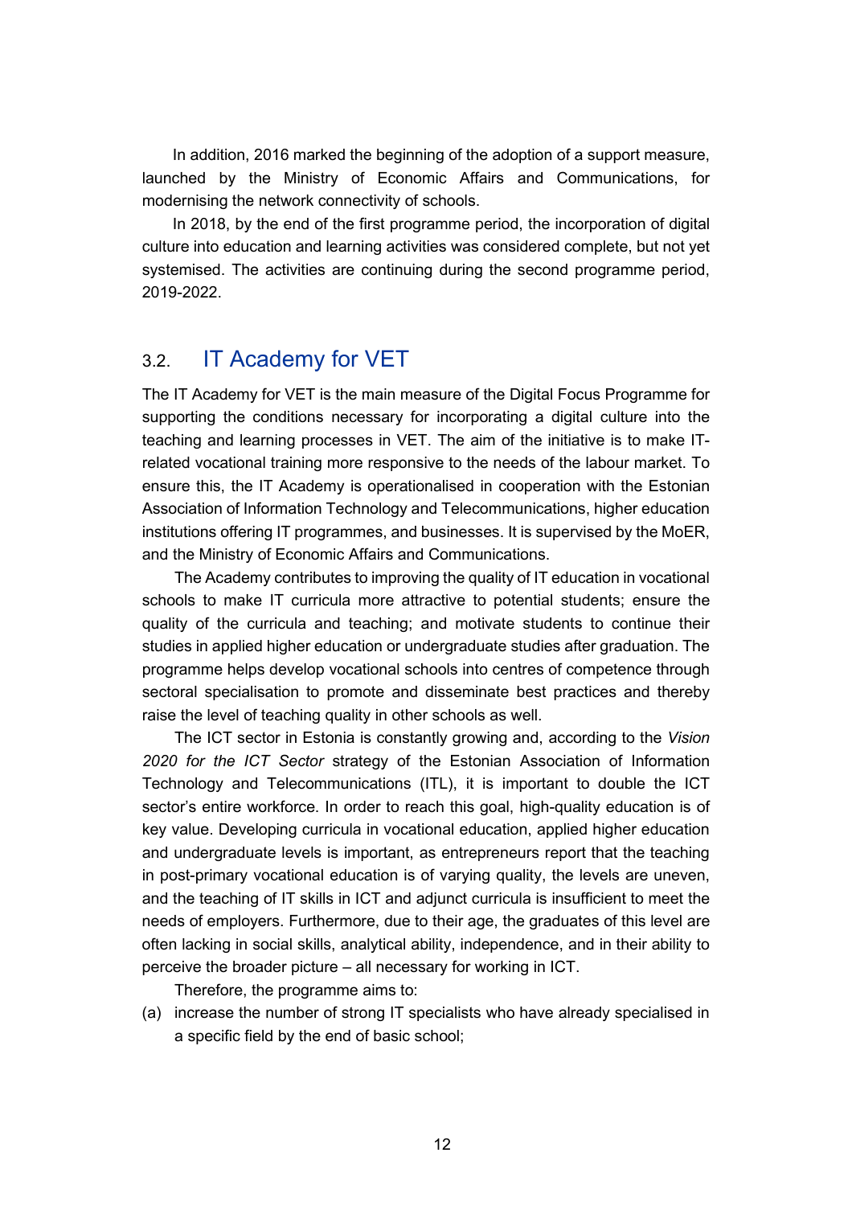In addition, 2016 marked the beginning of the adoption of a support measure, launched by the Ministry of Economic Affairs and Communications, for modernising the network connectivity of schools.

In 2018, by the end of the first programme period, the incorporation of digital culture into education and learning activities was considered complete, but not yet systemised. The activities are continuing during the second programme period, 2019-2022.

## 3.2. IT Academy for VET

The IT Academy for VET is the main measure of the Digital Focus Programme for supporting the conditions necessary for incorporating a digital culture into the teaching and learning processes in VET. The aim of the initiative is to make IT-related vocational training more responsive to the needs of the labour market. To ensure this, the IT Academy is operationalised in cooperation with the Estonian Association of Information Technology and Telecommunications, higher education institutions offering IT programmes, and businesses. It is supervised by the MoER, and the Ministry of Economic Affairs and Communications.

The Academy contributes to improving the quality of IT education in vocational schools to make IT curricula more attractive to potential students; ensure the quality of the curricula and teaching; and motivate students to continue their studies in applied higher education or undergraduate studies after graduation. The programme helps develop vocational schools into centres of competence through sectoral specialisation to promote and disseminate best practices and thereby raise the level of teaching quality in other schools as well.

The ICT sector in Estonia is constantly growing and, according to the *Vision 2020 for the ICT Sector* strategy of the Estonian Association of Information Technology and Telecommunications (ITL), it is important to double the ICT sector's entire workforce. In order to reach this goal, high-quality education is of key value. Developing curricula in vocational education, applied higher education and undergraduate levels is important, as entrepreneurs report that the teaching in post-primary vocational education is of varying quality, the levels are uneven, and the teaching of IT skills in ICT and adjunct curricula is insufficient to meet the needs of employers. Furthermore, due to their age, the graduates of this level are often lacking in social skills, analytical ability, independence, and in their ability to perceive the broader picture – all necessary for working in ICT.

Therefore, the programme aims to:

(a) increase the number of strong IT specialists who have already specialised in a specific field by the end of basic school;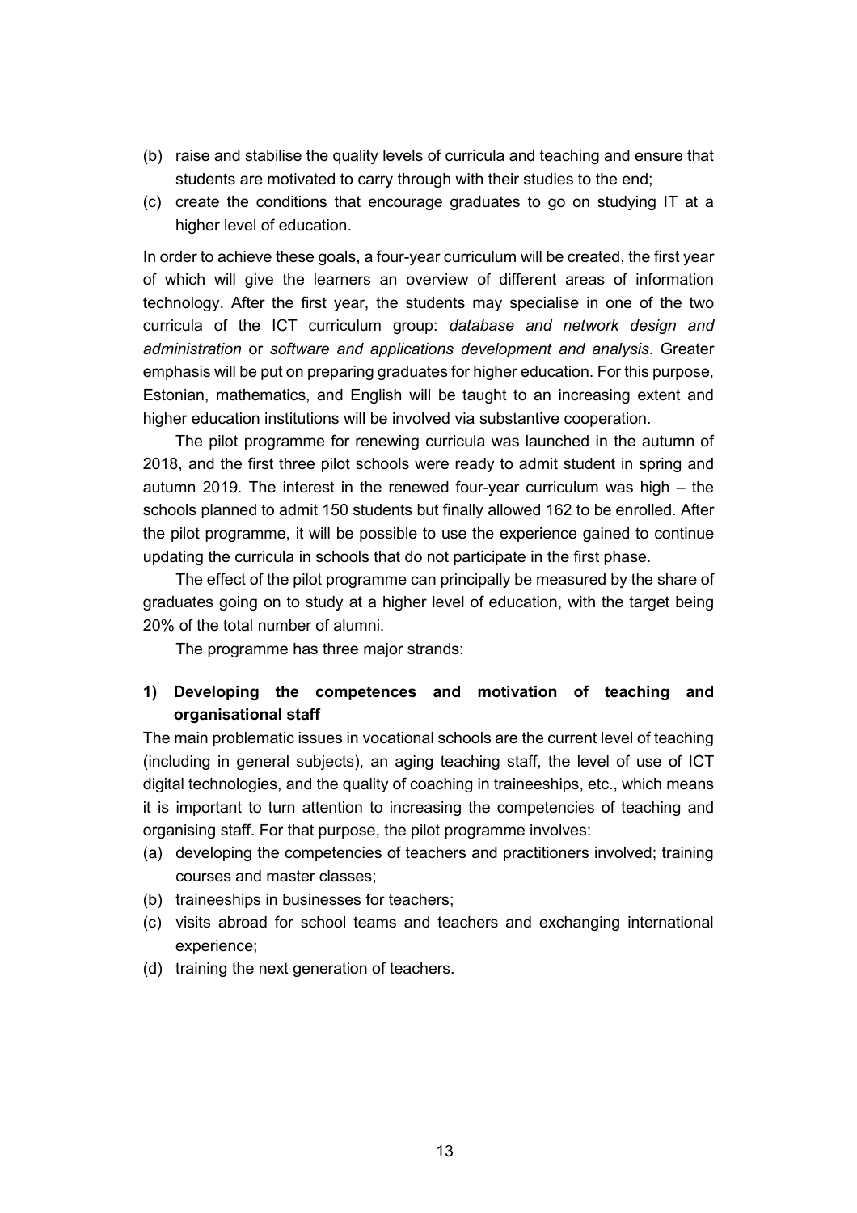(b) raise and stabilise the quality levels of curricula and teaching and ensure that students are motivated to carry through with their studies to the end;
(c) create the conditions that encourage graduates to go on studying IT at a higher level of education.

In order to achieve these goals, a four-year curriculum will be created, the first year of which will give the learners an overview of different areas of information technology. After the first year, the students may specialise in one of the two curricula of the ICT curriculum group: *database and network design and administration* or *software and applications development and analysis*. Greater emphasis will be put on preparing graduates for higher education. For this purpose, Estonian, mathematics, and English will be taught to an increasing extent and higher education institutions will be involved via substantive cooperation.

The pilot programme for renewing curricula was launched in the autumn of 2018, and the first three pilot schools were ready to admit student in spring and autumn 2019. The interest in the renewed four-year curriculum was high – the schools planned to admit 150 students but finally allowed 162 to be enrolled. After the pilot programme, it will be possible to use the experience gained to continue updating the curricula in schools that do not participate in the first phase.

The effect of the pilot programme can principally be measured by the share of graduates going on to study at a higher level of education, with the target being 20% of the total number of alumni.

The programme has three major strands:

**1) Developing the competences and motivation of teaching and organisational staff**

The main problematic issues in vocational schools are the current level of teaching (including in general subjects), an aging teaching staff, the level of use of ICT digital technologies, and the quality of coaching in traineeships, etc., which means it is important to turn attention to increasing the competencies of teaching and organising staff. For that purpose, the pilot programme involves:

(a) developing the competencies of teachers and practitioners involved; training courses and master classes;
(b) traineeships in businesses for teachers;
(c) visits abroad for school teams and teachers and exchanging international experience;
(d) training the next generation of teachers.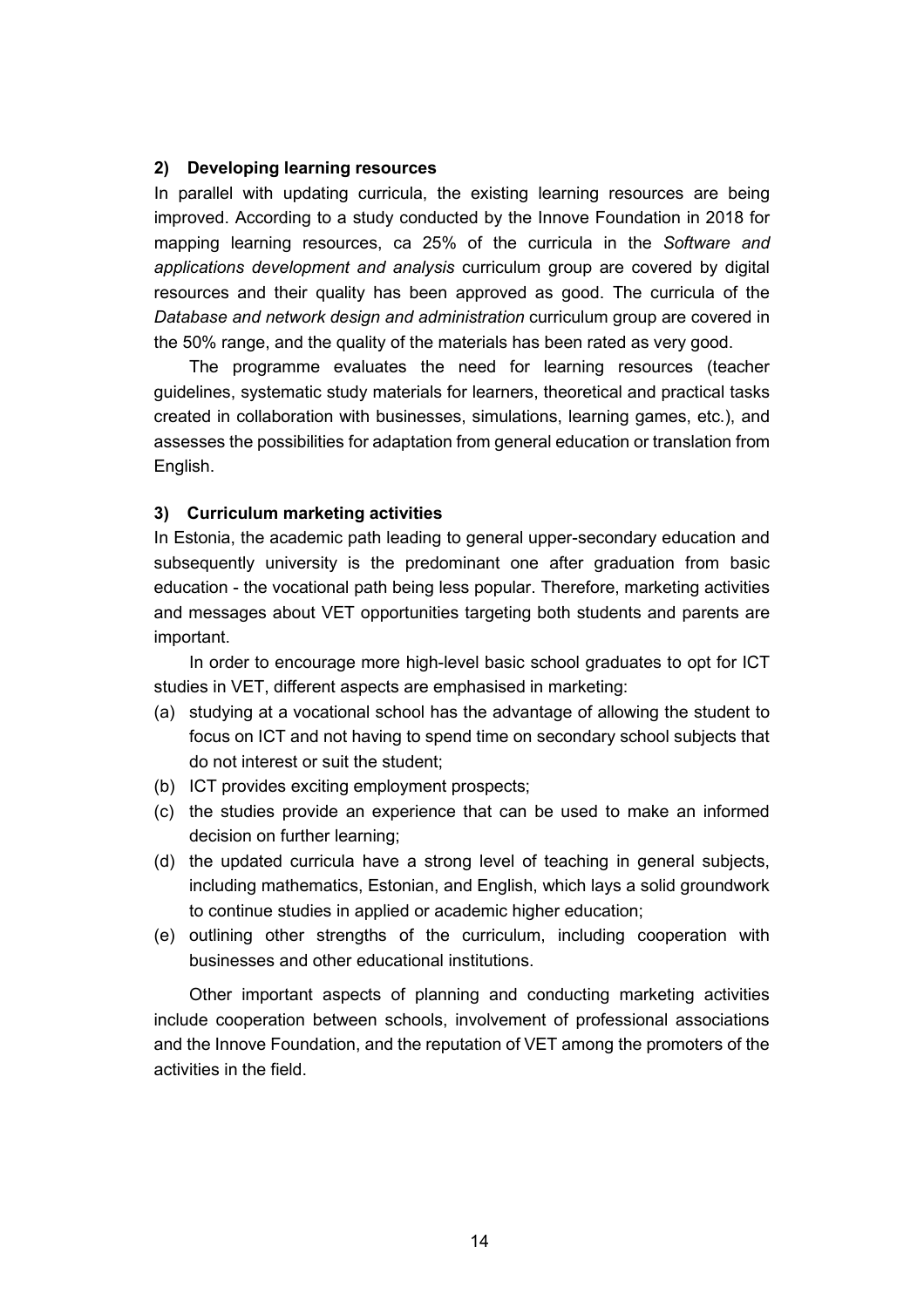#### 2) Developing learning resources

In parallel with updating curricula, the existing learning resources are being improved. According to a study conducted by the Innove Foundation in 2018 for mapping learning resources, ca 25% of the curricula in the *Software and applications development and analysis* curriculum group are covered by digital resources and their quality has been approved as good. The curricula of the *Database and network design and administration* curriculum group are covered in the 50% range, and the quality of the materials has been rated as very good.

The programme evaluates the need for learning resources (teacher guidelines, systematic study materials for learners, theoretical and practical tasks created in collaboration with businesses, simulations, learning games, etc.), and assesses the possibilities for adaptation from general education or translation from English.

#### 3) Curriculum marketing activities

In Estonia, the academic path leading to general upper-secondary education and subsequently university is the predominant one after graduation from basic education - the vocational path being less popular. Therefore, marketing activities and messages about VET opportunities targeting both students and parents are important.

In order to encourage more high-level basic school graduates to opt for ICT studies in VET, different aspects are emphasised in marketing:

(a) studying at a vocational school has the advantage of allowing the student to focus on ICT and not having to spend time on secondary school subjects that do not interest or suit the student;
(b) ICT provides exciting employment prospects;
(c) the studies provide an experience that can be used to make an informed decision on further learning;
(d) the updated curricula have a strong level of teaching in general subjects, including mathematics, Estonian, and English, which lays a solid groundwork to continue studies in applied or academic higher education;
(e) outlining other strengths of the curriculum, including cooperation with businesses and other educational institutions.

Other important aspects of planning and conducting marketing activities include cooperation between schools, involvement of professional associations and the Innove Foundation, and the reputation of VET among the promoters of the activities in the field.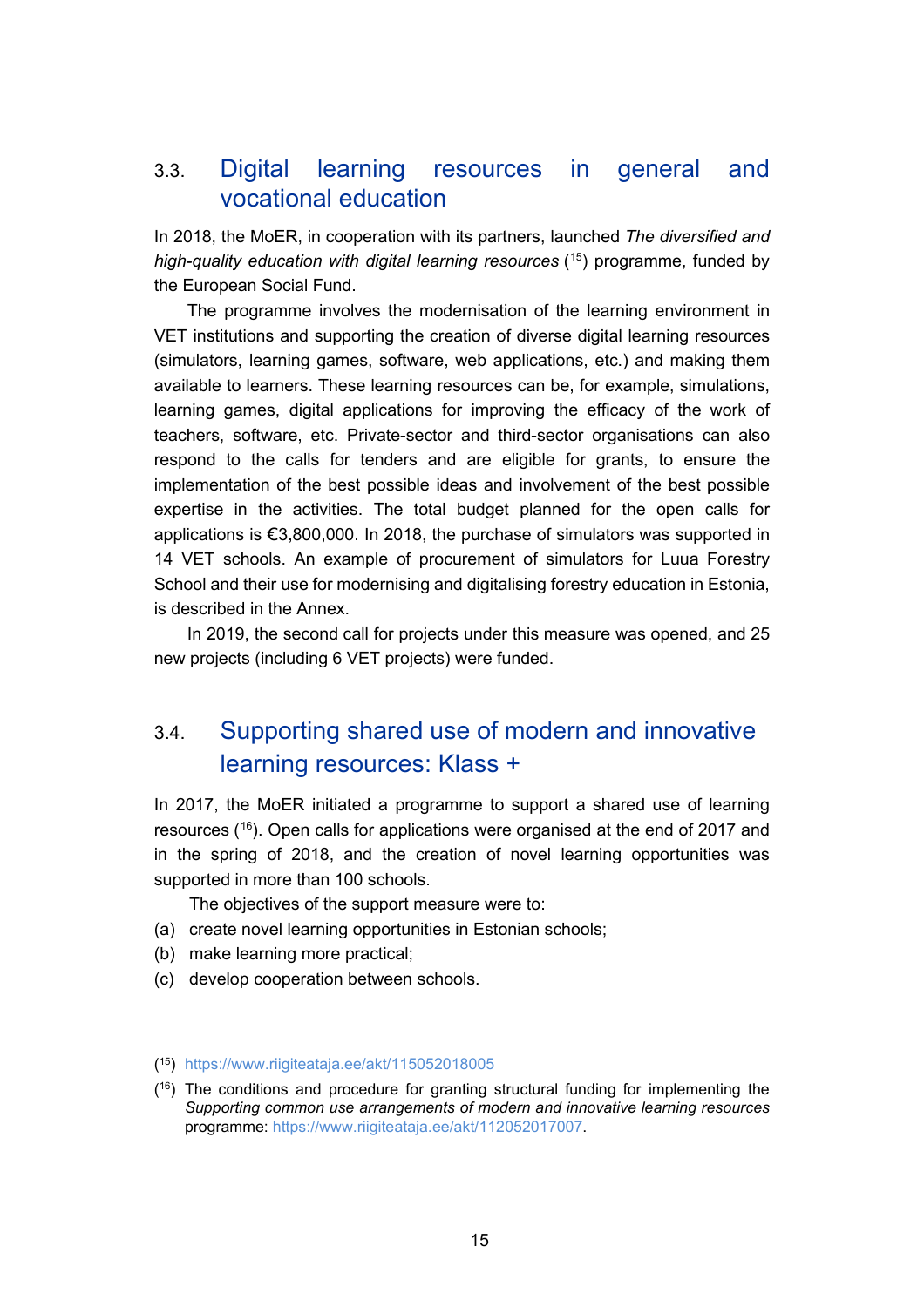## 3.3. Digital learning resources in general and vocational education

In 2018, the MoER, in cooperation with its partners, launched *The diversified and high-quality education with digital learning resources* ([15]) programme, funded by the European Social Fund.

The programme involves the modernisation of the learning environment in VET institutions and supporting the creation of diverse digital learning resources (simulators, learning games, software, web applications, etc.) and making them available to learners. These learning resources can be, for example, simulations, learning games, digital applications for improving the efficacy of the work of teachers, software, etc. Private-sector and third-sector organisations can also respond to the calls for tenders and are eligible for grants, to ensure the implementation of the best possible ideas and involvement of the best possible expertise in the activities. The total budget planned for the open calls for applications is €3,800,000. In 2018, the purchase of simulators was supported in 14 VET schools. An example of procurement of simulators for Luua Forestry School and their use for modernising and digitalising forestry education in Estonia, is described in the Annex.

In 2019, the second call for projects under this measure was opened, and 25 new projects (including 6 VET projects) were funded.

## 3.4. Supporting shared use of modern and innovative learning resources: Klass +

In 2017, the MoER initiated a programme to support a shared use of learning resources ([16]). Open calls for applications were organised at the end of 2017 and in the spring of 2018, and the creation of novel learning opportunities was supported in more than 100 schools.

The objectives of the support measure were to:

(a) create novel learning opportunities in Estonian schools;
(b) make learning more practical;
(c) develop cooperation between schools.

---

([15]) https://www.riigiteataja.ee/akt/115052018005

([16]) The conditions and procedure for granting structural funding for implementing the *Supporting common use arrangements of modern and innovative learning resources* programme: https://www.riigiteataja.ee/akt/112052017007.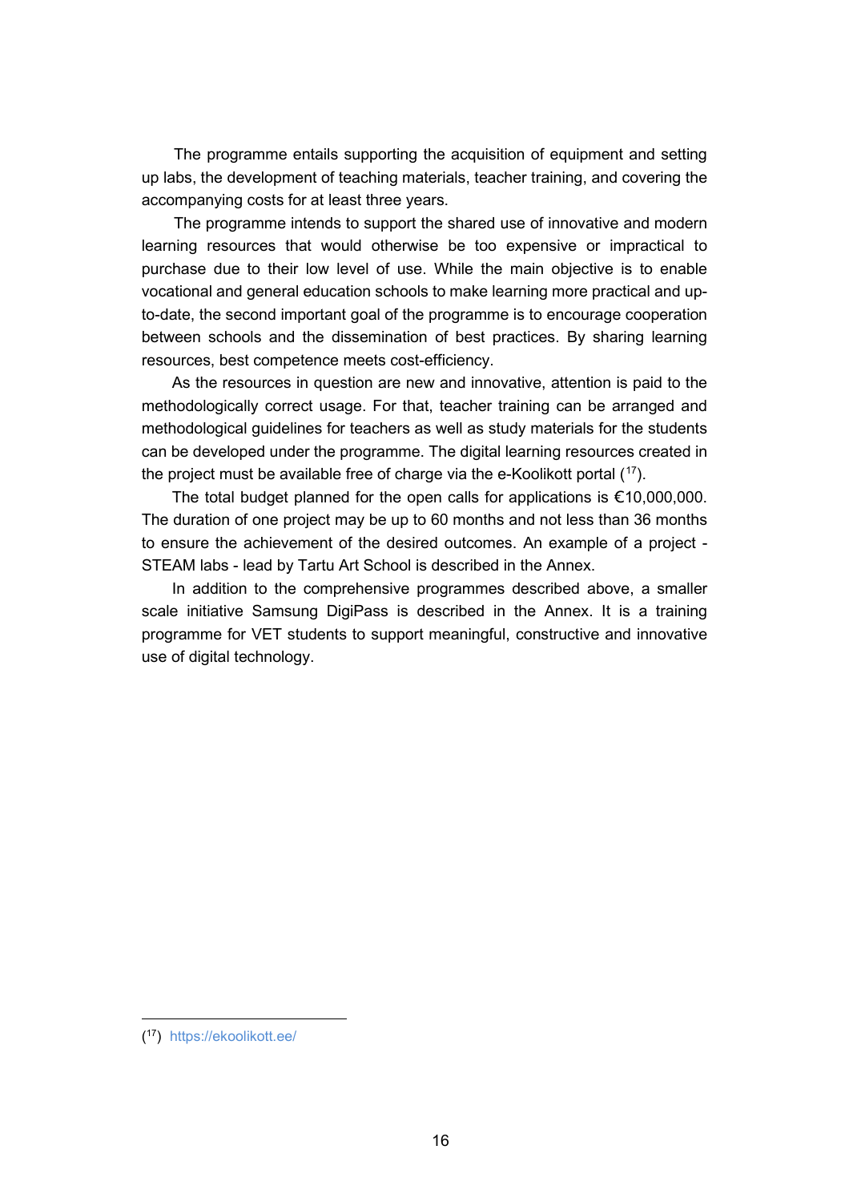The programme entails supporting the acquisition of equipment and setting up labs, the development of teaching materials, teacher training, and covering the accompanying costs for at least three years.

The programme intends to support the shared use of innovative and modern learning resources that would otherwise be too expensive or impractical to purchase due to their low level of use. While the main objective is to enable vocational and general education schools to make learning more practical and up-to-date, the second important goal of the programme is to encourage cooperation between schools and the dissemination of best practices. By sharing learning resources, best competence meets cost-efficiency.

As the resources in question are new and innovative, attention is paid to the methodologically correct usage. For that, teacher training can be arranged and methodological guidelines for teachers as well as study materials for the students can be developed under the programme. The digital learning resources created in the project must be available free of charge via the e-Koolikott portal ([17]).

The total budget planned for the open calls for applications is €10,000,000. The duration of one project may be up to 60 months and not less than 36 months to ensure the achievement of the desired outcomes. An example of a project - STEAM labs - lead by Tartu Art School is described in the Annex.

In addition to the comprehensive programmes described above, a smaller scale initiative Samsung DigiPass is described in the Annex. It is a training programme for VET students to support meaningful, constructive and innovative use of digital technology.

---

([17]) https://ekoolikott.ee/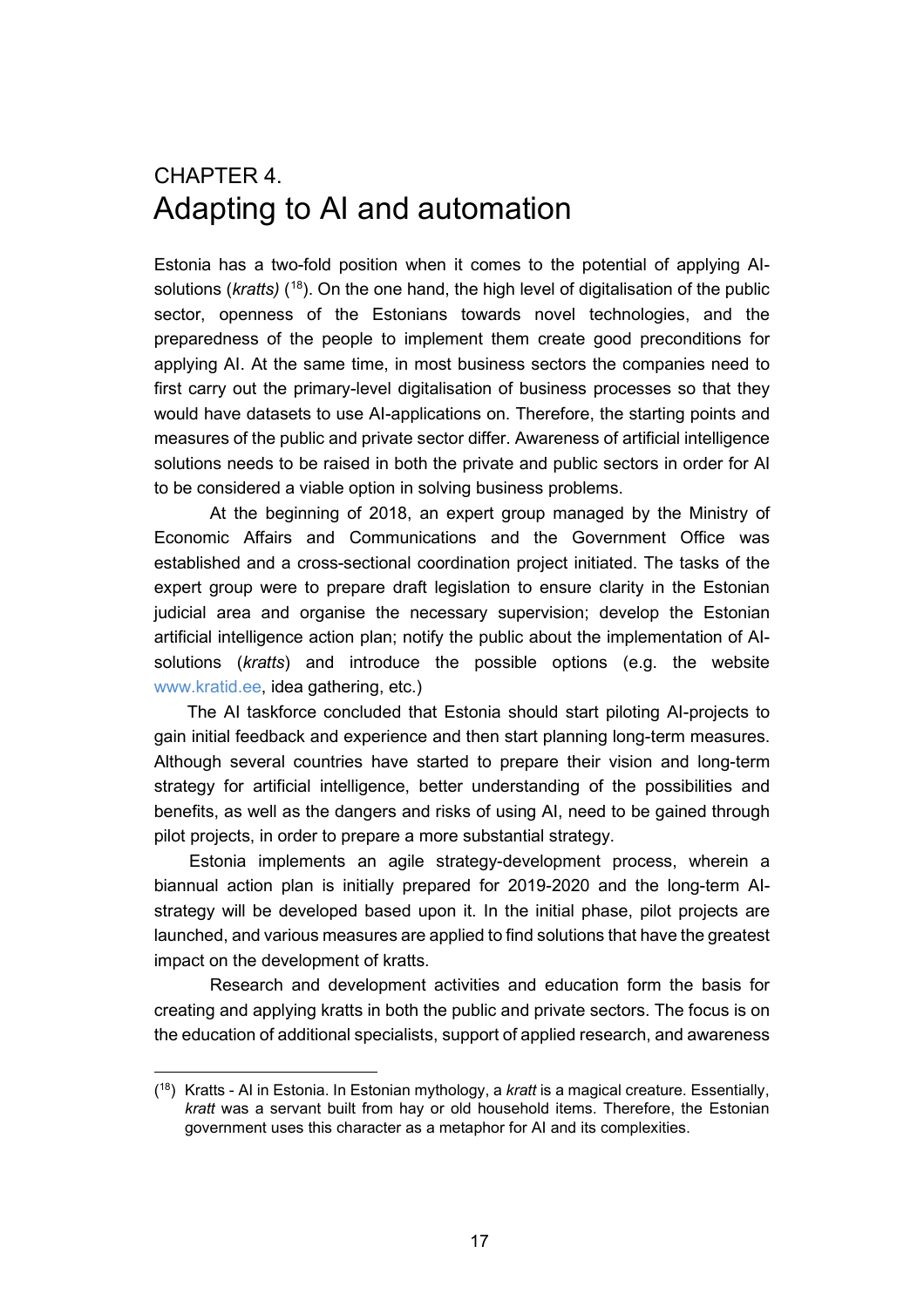# CHAPTER 4. Adapting to AI and automation

Estonia has a two-fold position when it comes to the potential of applying AI-solutions (*kratts)* [18]. On the one hand, the high level of digitalisation of the public sector, openness of the Estonians towards novel technologies, and the preparedness of the people to implement them create good preconditions for applying AI. At the same time, in most business sectors the companies need to first carry out the primary-level digitalisation of business processes so that they would have datasets to use AI-applications on. Therefore, the starting points and measures of the public and private sector differ. Awareness of artificial intelligence solutions needs to be raised in both the private and public sectors in order for AI to be considered a viable option in solving business problems.

At the beginning of 2018, an expert group managed by the Ministry of Economic Affairs and Communications and the Government Office was established and a cross-sectional coordination project initiated. The tasks of the expert group were to prepare draft legislation to ensure clarity in the Estonian judicial area and organise the necessary supervision; develop the Estonian artificial intelligence action plan; notify the public about the implementation of AI-solutions (*kratts*) and introduce the possible options (e.g. the website www.kratid.ee, idea gathering, etc.)

The AI taskforce concluded that Estonia should start piloting AI-projects to gain initial feedback and experience and then start planning long-term measures. Although several countries have started to prepare their vision and long-term strategy for artificial intelligence, better understanding of the possibilities and benefits, as well as the dangers and risks of using AI, need to be gained through pilot projects, in order to prepare a more substantial strategy.

Estonia implements an agile strategy-development process, wherein a biannual action plan is initially prepared for 2019-2020 and the long-term AI-strategy will be developed based upon it. In the initial phase, pilot projects are launched, and various measures are applied to find solutions that have the greatest impact on the development of kratts.

Research and development activities and education form the basis for creating and applying kratts in both the public and private sectors. The focus is on the education of additional specialists, support of applied research, and awareness

---

[18] Kratts - AI in Estonia. In Estonian mythology, a *kratt* is a magical creature. Essentially, *kratt* was a servant built from hay or old household items. Therefore, the Estonian government uses this character as a metaphor for AI and its complexities.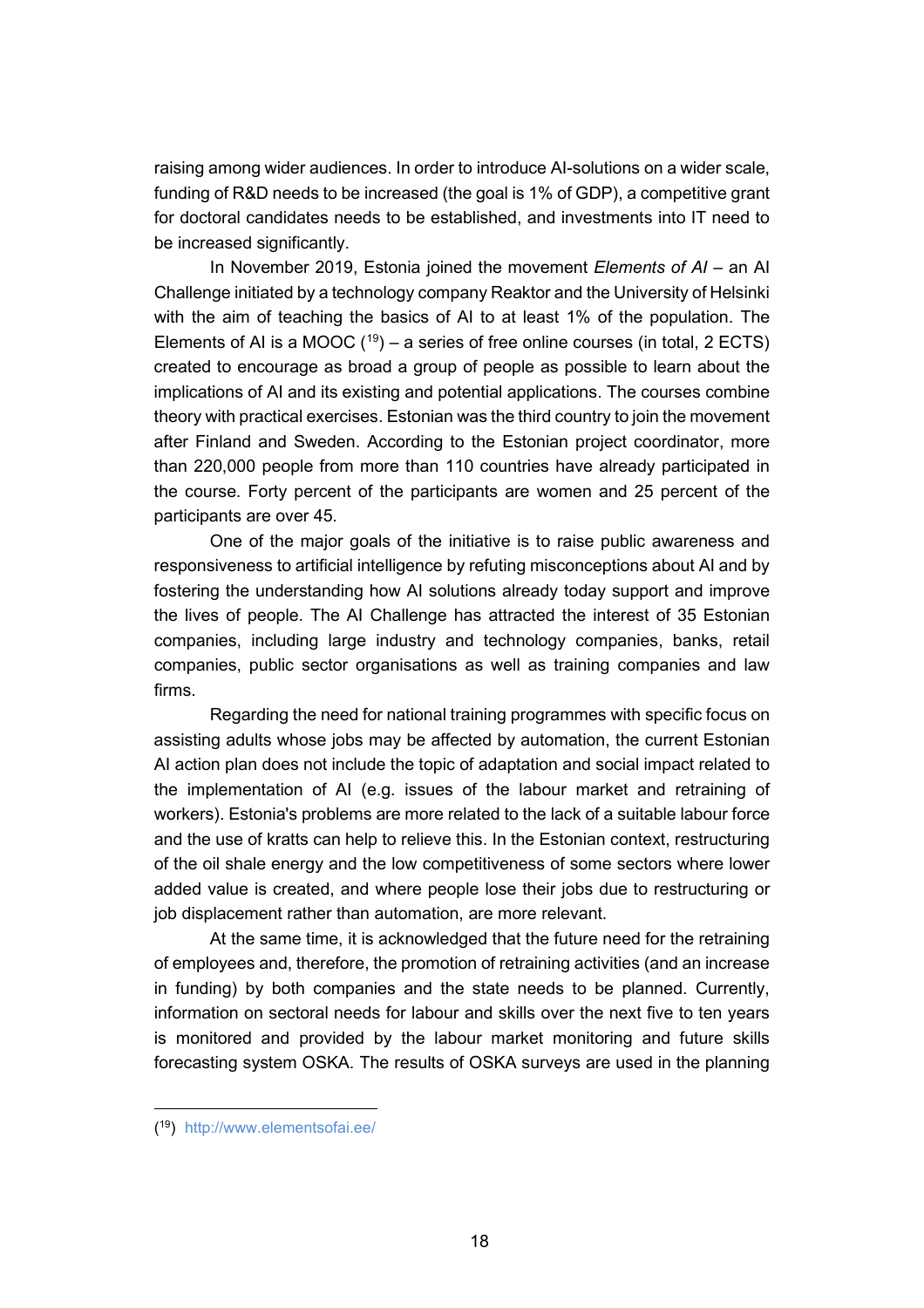raising among wider audiences. In order to introduce AI-solutions on a wider scale, funding of R&D needs to be increased (the goal is 1% of GDP), a competitive grant for doctoral candidates needs to be established, and investments into IT need to be increased significantly.

In November 2019, Estonia joined the movement *Elements of AI* – an AI Challenge initiated by a technology company Reaktor and the University of Helsinki with the aim of teaching the basics of AI to at least 1% of the population. The Elements of AI is a MOOC ([19]) – a series of free online courses (in total, 2 ECTS) created to encourage as broad a group of people as possible to learn about the implications of AI and its existing and potential applications. The courses combine theory with practical exercises. Estonian was the third country to join the movement after Finland and Sweden. According to the Estonian project coordinator, more than 220,000 people from more than 110 countries have already participated in the course. Forty percent of the participants are women and 25 percent of the participants are over 45.

One of the major goals of the initiative is to raise public awareness and responsiveness to artificial intelligence by refuting misconceptions about AI and by fostering the understanding how AI solutions already today support and improve the lives of people. The AI Challenge has attracted the interest of 35 Estonian companies, including large industry and technology companies, banks, retail companies, public sector organisations as well as training companies and law firms.

Regarding the need for national training programmes with specific focus on assisting adults whose jobs may be affected by automation, the current Estonian AI action plan does not include the topic of adaptation and social impact related to the implementation of AI (e.g. issues of the labour market and retraining of workers). Estonia's problems are more related to the lack of a suitable labour force and the use of kratts can help to relieve this. In the Estonian context, restructuring of the oil shale energy and the low competitiveness of some sectors where lower added value is created, and where people lose their jobs due to restructuring or job displacement rather than automation, are more relevant.

At the same time, it is acknowledged that the future need for the retraining of employees and, therefore, the promotion of retraining activities (and an increase in funding) by both companies and the state needs to be planned. Currently, information on sectoral needs for labour and skills over the next five to ten years is monitored and provided by the labour market monitoring and future skills forecasting system OSKA. The results of OSKA surveys are used in the planning

([19]) http://www.elementsofai.ee/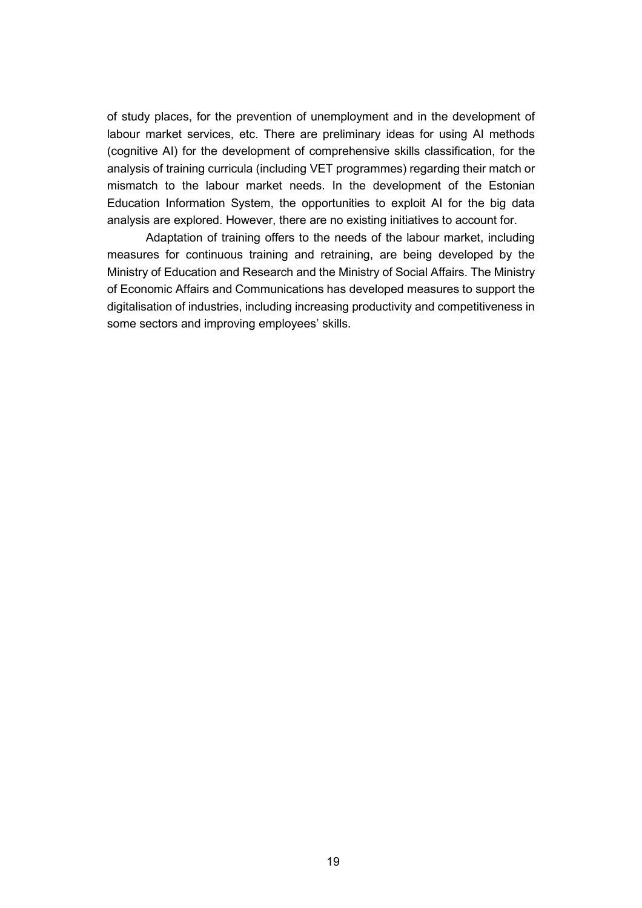of study places, for the prevention of unemployment and in the development of labour market services, etc. There are preliminary ideas for using AI methods (cognitive AI) for the development of comprehensive skills classification, for the analysis of training curricula (including VET programmes) regarding their match or mismatch to the labour market needs. In the development of the Estonian Education Information System, the opportunities to exploit AI for the big data analysis are explored. However, there are no existing initiatives to account for.

Adaptation of training offers to the needs of the labour market, including measures for continuous training and retraining, are being developed by the Ministry of Education and Research and the Ministry of Social Affairs. The Ministry of Economic Affairs and Communications has developed measures to support the digitalisation of industries, including increasing productivity and competitiveness in some sectors and improving employees' skills.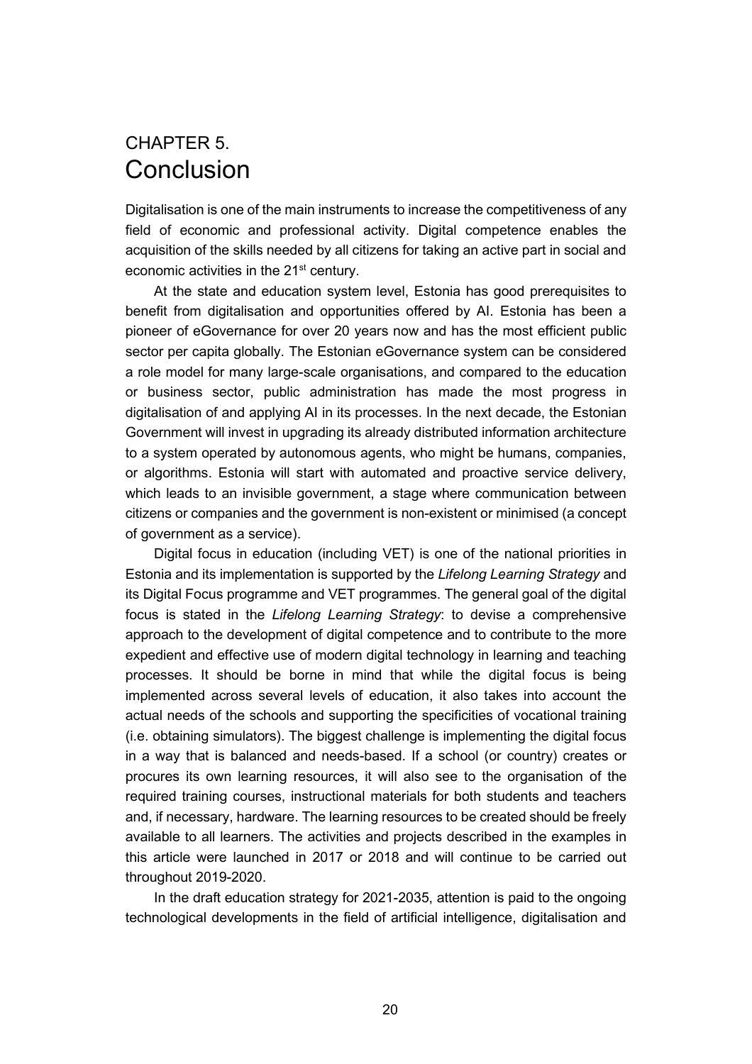# CHAPTER 5. Conclusion

Digitalisation is one of the main instruments to increase the competitiveness of any field of economic and professional activity. Digital competence enables the acquisition of the skills needed by all citizens for taking an active part in social and economic activities in the 21st century.

At the state and education system level, Estonia has good prerequisites to benefit from digitalisation and opportunities offered by AI. Estonia has been a pioneer of eGovernance for over 20 years now and has the most efficient public sector per capita globally. The Estonian eGovernance system can be considered a role model for many large-scale organisations, and compared to the education or business sector, public administration has made the most progress in digitalisation of and applying AI in its processes. In the next decade, the Estonian Government will invest in upgrading its already distributed information architecture to a system operated by autonomous agents, who might be humans, companies, or algorithms. Estonia will start with automated and proactive service delivery, which leads to an invisible government, a stage where communication between citizens or companies and the government is non-existent or minimised (a concept of government as a service).

Digital focus in education (including VET) is one of the national priorities in Estonia and its implementation is supported by the *Lifelong Learning Strategy* and its Digital Focus programme and VET programmes. The general goal of the digital focus is stated in the *Lifelong Learning Strategy*: to devise a comprehensive approach to the development of digital competence and to contribute to the more expedient and effective use of modern digital technology in learning and teaching processes. It should be borne in mind that while the digital focus is being implemented across several levels of education, it also takes into account the actual needs of the schools and supporting the specificities of vocational training (i.e. obtaining simulators). The biggest challenge is implementing the digital focus in a way that is balanced and needs-based. If a school (or country) creates or procures its own learning resources, it will also see to the organisation of the required training courses, instructional materials for both students and teachers and, if necessary, hardware. The learning resources to be created should be freely available to all learners. The activities and projects described in the examples in this article were launched in 2017 or 2018 and will continue to be carried out throughout 2019-2020.

In the draft education strategy for 2021-2035, attention is paid to the ongoing technological developments in the field of artificial intelligence, digitalisation and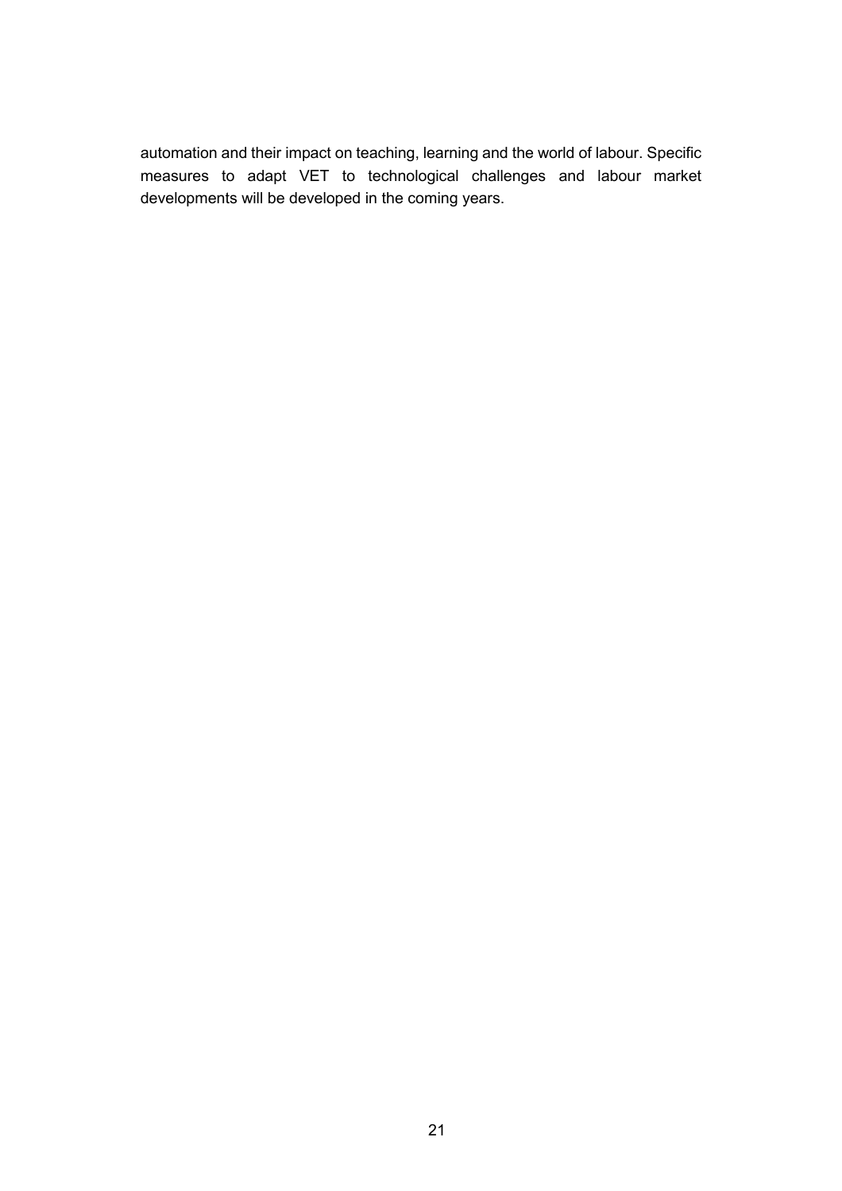automation and their impact on teaching, learning and the world of labour. Specific measures to adapt VET to technological challenges and labour market developments will be developed in the coming years.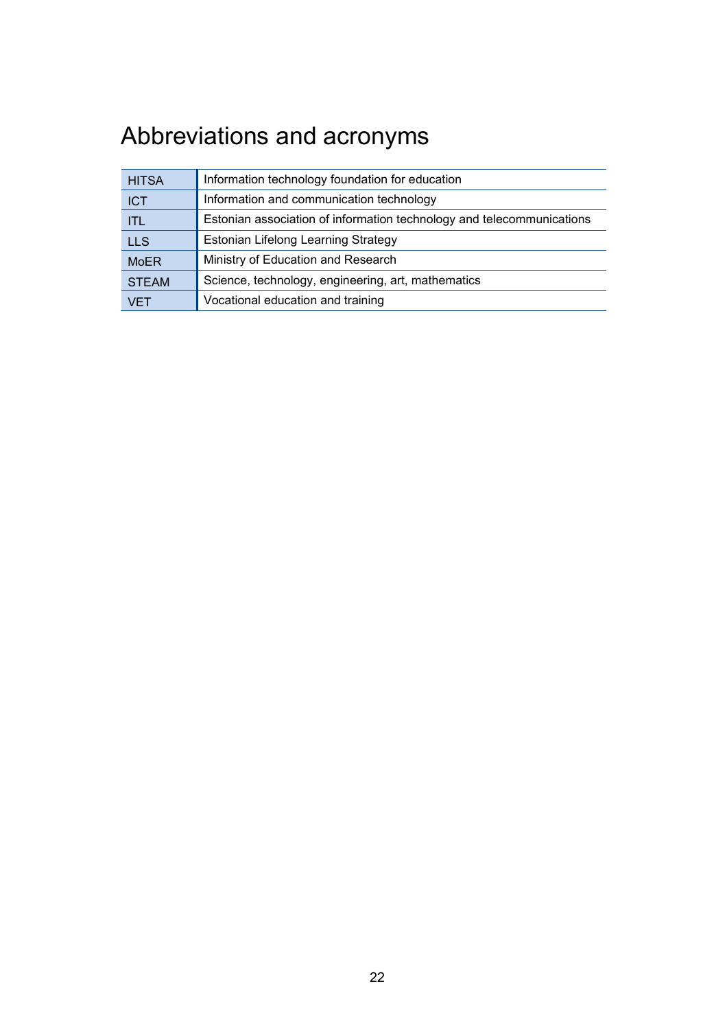# Abbreviations and acronyms

| | |
|---|---|
| HITSA | Information technology foundation for education |
| ICT | Information and communication technology |
| ITL | Estonian association of information technology and telecommunications |
| LLS | Estonian Lifelong Learning Strategy |
| MoER | Ministry of Education and Research |
| STEAM | Science, technology, engineering, art, mathematics |
| VET | Vocational education and training |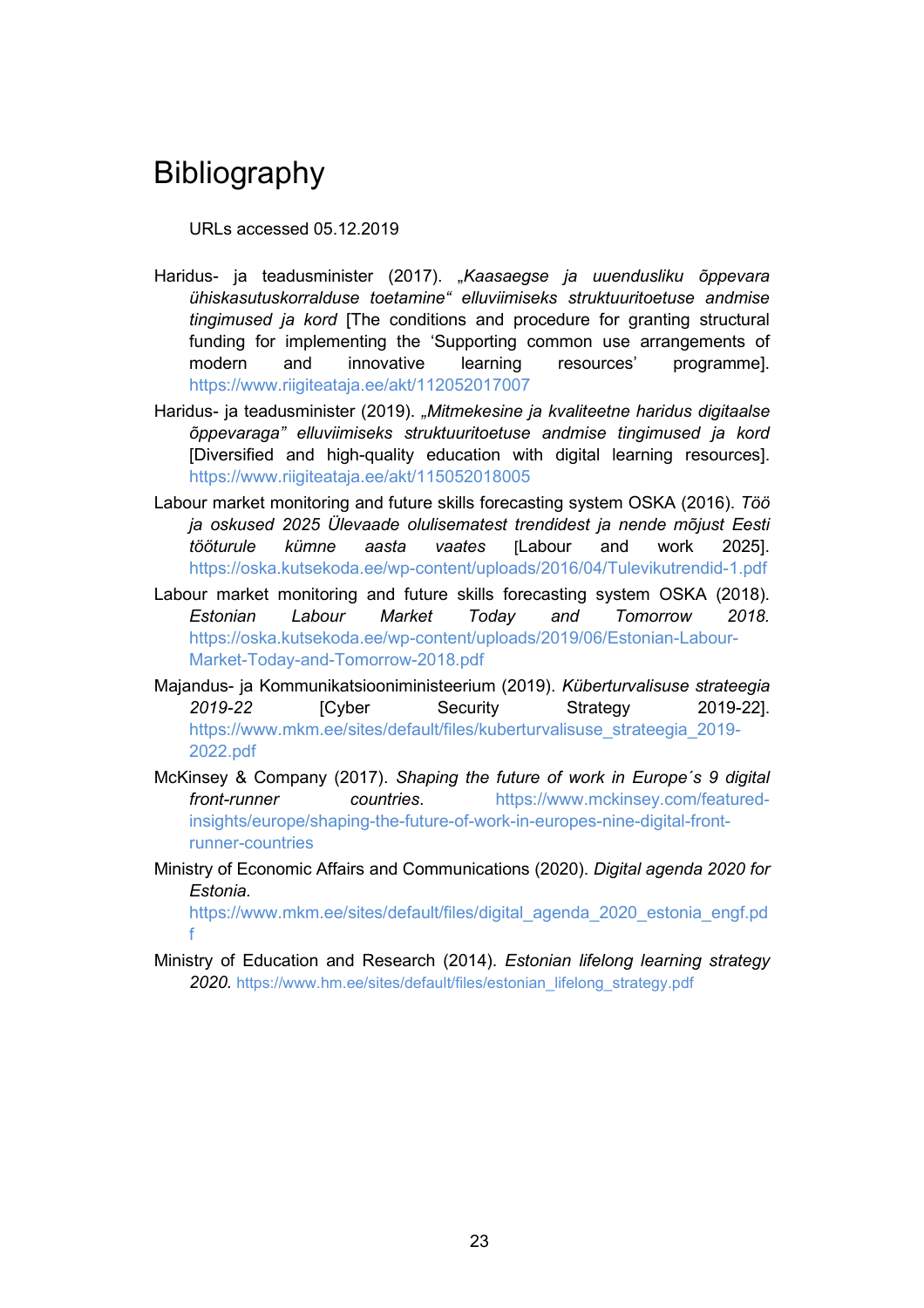# Bibliography

URLs accessed 05.12.2019

Haridus- ja teadusminister (2017). *„Kaasaegse ja uuendusliku õppevara ühiskasutuskorralduse toetamine“ elluviimiseks struktuuritoetuse andmise tingimused ja kord* [The conditions and procedure for granting structural funding for implementing the 'Supporting common use arrangements of modern and innovative learning resources' programme]. https://www.riigiteataja.ee/akt/112052017007

Haridus- ja teadusminister (2019). *„Mitmekesine ja kvaliteetne haridus digitaalse õppevaraga" elluviimiseks struktuuritoetuse andmise tingimused ja kord* [Diversified and high-quality education with digital learning resources]. https://www.riigiteataja.ee/akt/115052018005

Labour market monitoring and future skills forecasting system OSKA (2016). *Töö ja oskused 2025 Ülevaade olulisematest trendidest ja nende mõjust Eesti tööturule kümne aasta vaates* [Labour and work 2025]. https://oska.kutsekoda.ee/wp-content/uploads/2016/04/Tulevikutrendid-1.pdf

Labour market monitoring and future skills forecasting system OSKA (2018). *Estonian Labour Market Today and Tomorrow 2018.* https://oska.kutsekoda.ee/wp-content/uploads/2019/06/Estonian-Labour-Market-Today-and-Tomorrow-2018.pdf

Majandus- ja Kommunikatsiooniministeerium (2019). *Küberturvalisuse strateegia 2019-22* [Cyber Security Strategy 2019-22]. https://www.mkm.ee/sites/default/files/kuberturvalisuse_strateegia_2019-2022.pdf

McKinsey & Company (2017). *Shaping the future of work in Europe´s 9 digital front-runner countries*. https://www.mckinsey.com/featured-insights/europe/shaping-the-future-of-work-in-europes-nine-digital-front-runner-countries

Ministry of Economic Affairs and Communications (2020). *Digital agenda 2020 for Estonia.* https://www.mkm.ee/sites/default/files/digital_agenda_2020_estonia_engf.pdf

Ministry of Education and Research (2014). *Estonian lifelong learning strategy 2020.* https://www.hm.ee/sites/default/files/estonian_lifelong_strategy.pdf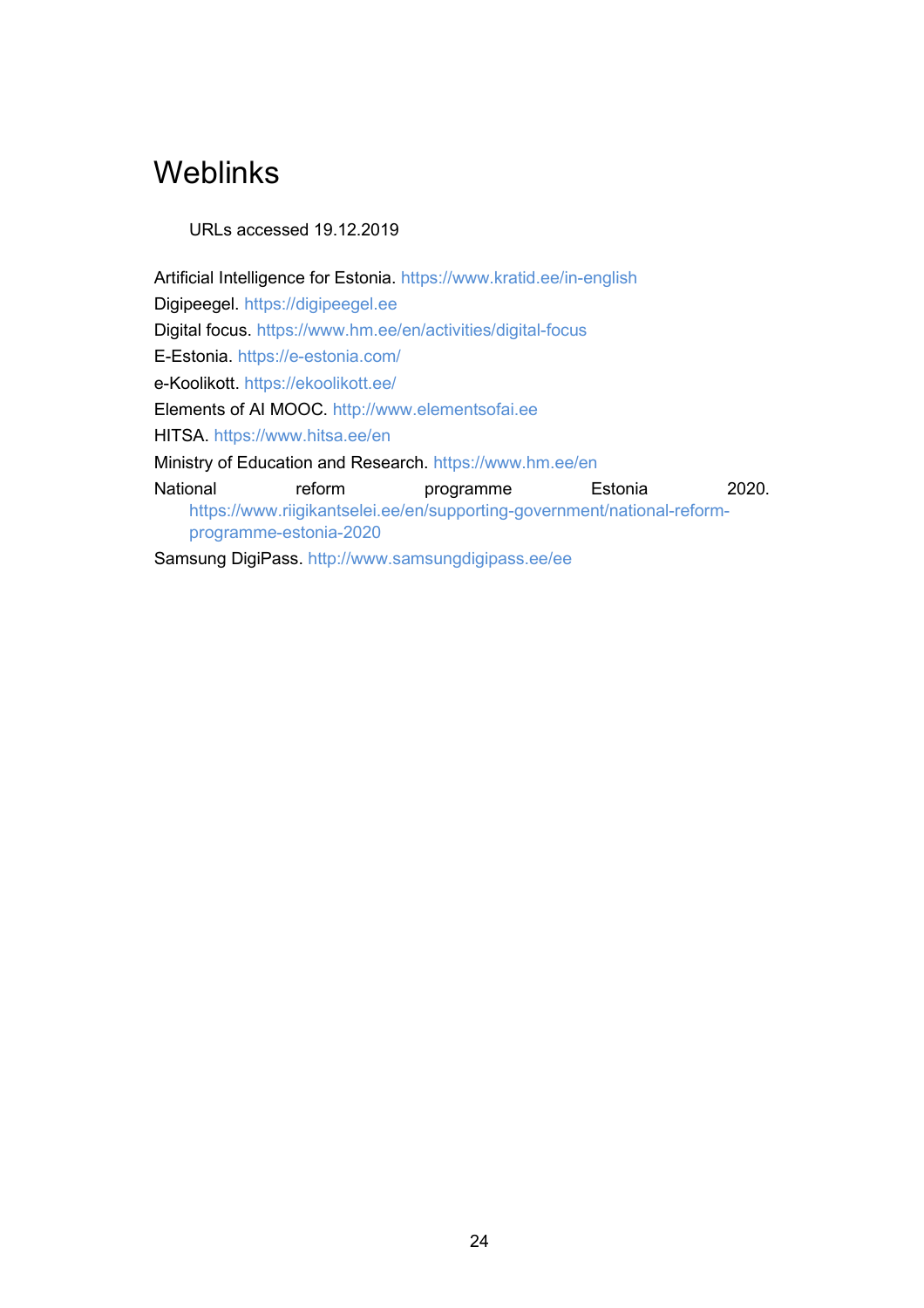# Weblinks

URLs accessed 19.12.2019

Artificial Intelligence for Estonia. https://www.kratid.ee/in-english

Digipeegel. https://digipeegel.ee

Digital focus. https://www.hm.ee/en/activities/digital-focus

E-Estonia. https://e-estonia.com/

e-Koolikott. https://ekoolikott.ee/

Elements of AI MOOC. http://www.elementsofai.ee

HITSA. https://www.hitsa.ee/en

Ministry of Education and Research. https://www.hm.ee/en

National reform programme Estonia 2020. https://www.riigikantselei.ee/en/supporting-government/national-reform-programme-estonia-2020

Samsung DigiPass. http://www.samsungdigipass.ee/ee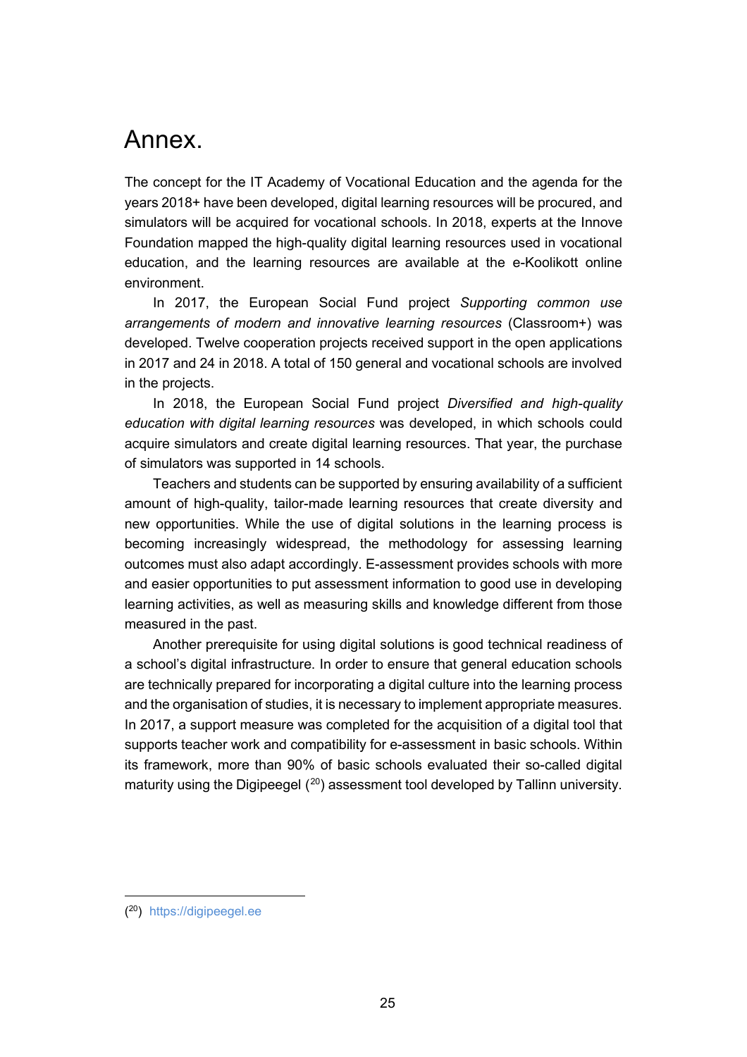# Annex.

The concept for the IT Academy of Vocational Education and the agenda for the years 2018+ have been developed, digital learning resources will be procured, and simulators will be acquired for vocational schools. In 2018, experts at the Innove Foundation mapped the high-quality digital learning resources used in vocational education, and the learning resources are available at the e-Koolikott online environment.

In 2017, the European Social Fund project *Supporting common use arrangements of modern and innovative learning resources* (Classroom+) was developed. Twelve cooperation projects received support in the open applications in 2017 and 24 in 2018. A total of 150 general and vocational schools are involved in the projects.

In 2018, the European Social Fund project *Diversified and high-quality education with digital learning resources* was developed, in which schools could acquire simulators and create digital learning resources. That year, the purchase of simulators was supported in 14 schools.

Teachers and students can be supported by ensuring availability of a sufficient amount of high-quality, tailor-made learning resources that create diversity and new opportunities. While the use of digital solutions in the learning process is becoming increasingly widespread, the methodology for assessing learning outcomes must also adapt accordingly. E-assessment provides schools with more and easier opportunities to put assessment information to good use in developing learning activities, as well as measuring skills and knowledge different from those measured in the past.

Another prerequisite for using digital solutions is good technical readiness of a school's digital infrastructure. In order to ensure that general education schools are technically prepared for incorporating a digital culture into the learning process and the organisation of studies, it is necessary to implement appropriate measures. In 2017, a support measure was completed for the acquisition of a digital tool that supports teacher work and compatibility for e-assessment in basic schools. Within its framework, more than 90% of basic schools evaluated their so-called digital maturity using the Digipeegel ([20]) assessment tool developed by Tallinn university.

---

([20]) https://digipeegel.ee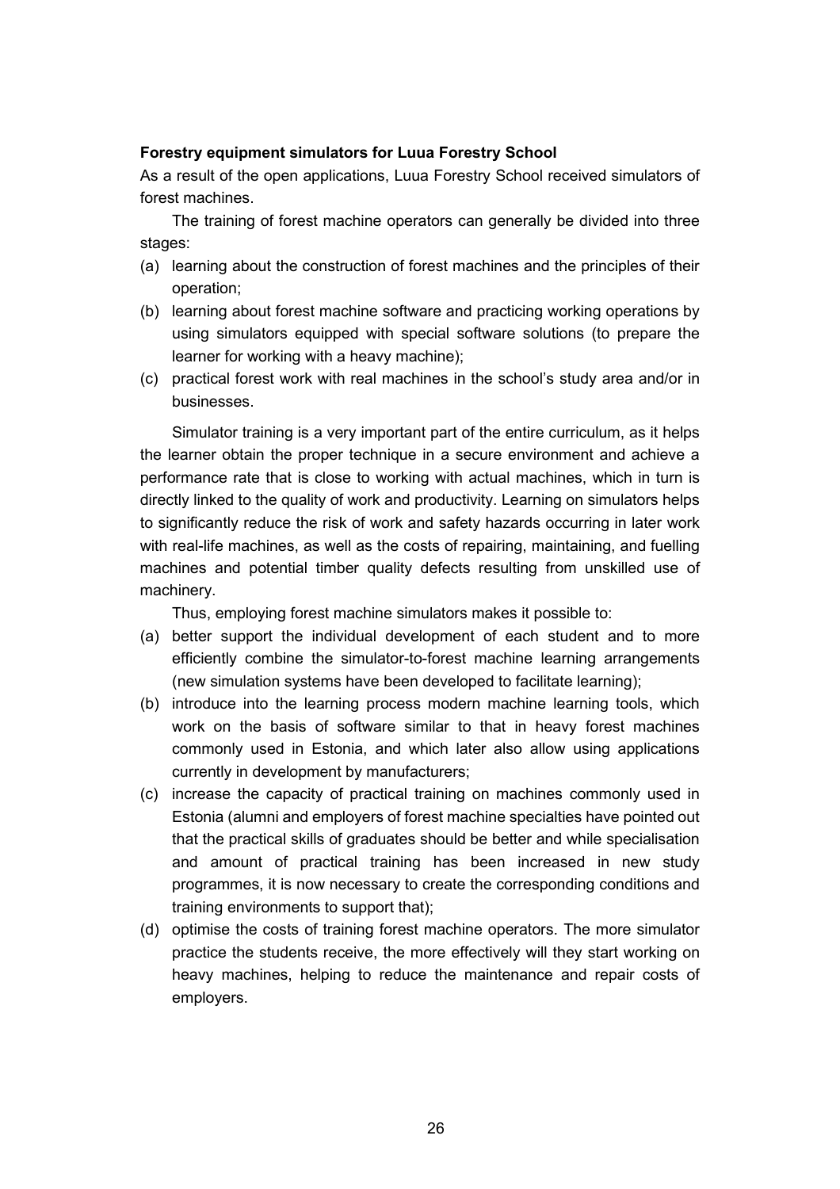**Forestry equipment simulators for Luua Forestry School**

As a result of the open applications, Luua Forestry School received simulators of forest machines.

The training of forest machine operators can generally be divided into three stages:

(a) learning about the construction of forest machines and the principles of their operation;
(b) learning about forest machine software and practicing working operations by using simulators equipped with special software solutions (to prepare the learner for working with a heavy machine);
(c) practical forest work with real machines in the school's study area and/or in businesses.

Simulator training is a very important part of the entire curriculum, as it helps the learner obtain the proper technique in a secure environment and achieve a performance rate that is close to working with actual machines, which in turn is directly linked to the quality of work and productivity. Learning on simulators helps to significantly reduce the risk of work and safety hazards occurring in later work with real-life machines, as well as the costs of repairing, maintaining, and fuelling machines and potential timber quality defects resulting from unskilled use of machinery.

Thus, employing forest machine simulators makes it possible to:

(a) better support the individual development of each student and to more efficiently combine the simulator-to-forest machine learning arrangements (new simulation systems have been developed to facilitate learning);
(b) introduce into the learning process modern machine learning tools, which work on the basis of software similar to that in heavy forest machines commonly used in Estonia, and which later also allow using applications currently in development by manufacturers;
(c) increase the capacity of practical training on machines commonly used in Estonia (alumni and employers of forest machine specialties have pointed out that the practical skills of graduates should be better and while specialisation and amount of practical training has been increased in new study programmes, it is now necessary to create the corresponding conditions and training environments to support that);
(d) optimise the costs of training forest machine operators. The more simulator practice the students receive, the more effectively will they start working on heavy machines, helping to reduce the maintenance and repair costs of employers.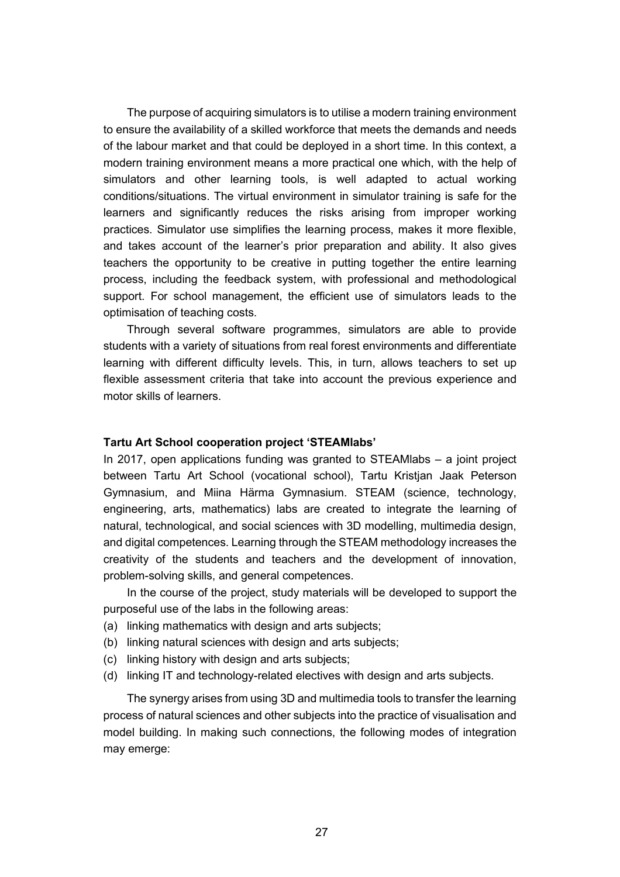The purpose of acquiring simulators is to utilise a modern training environment to ensure the availability of a skilled workforce that meets the demands and needs of the labour market and that could be deployed in a short time. In this context, a modern training environment means a more practical one which, with the help of simulators and other learning tools, is well adapted to actual working conditions/situations. The virtual environment in simulator training is safe for the learners and significantly reduces the risks arising from improper working practices. Simulator use simplifies the learning process, makes it more flexible, and takes account of the learner's prior preparation and ability. It also gives teachers the opportunity to be creative in putting together the entire learning process, including the feedback system, with professional and methodological support. For school management, the efficient use of simulators leads to the optimisation of teaching costs.

Through several software programmes, simulators are able to provide students with a variety of situations from real forest environments and differentiate learning with different difficulty levels. This, in turn, allows teachers to set up flexible assessment criteria that take into account the previous experience and motor skills of learners.

**Tartu Art School cooperation project 'STEAMlabs'**

In 2017, open applications funding was granted to STEAMlabs – a joint project between Tartu Art School (vocational school), Tartu Kristjan Jaak Peterson Gymnasium, and Miina Härma Gymnasium. STEAM (science, technology, engineering, arts, mathematics) labs are created to integrate the learning of natural, technological, and social sciences with 3D modelling, multimedia design, and digital competences. Learning through the STEAM methodology increases the creativity of the students and teachers and the development of innovation, problem-solving skills, and general competences.

In the course of the project, study materials will be developed to support the purposeful use of the labs in the following areas:

(a) linking mathematics with design and arts subjects;
(b) linking natural sciences with design and arts subjects;
(c) linking history with design and arts subjects;
(d) linking IT and technology-related electives with design and arts subjects.

The synergy arises from using 3D and multimedia tools to transfer the learning process of natural sciences and other subjects into the practice of visualisation and model building. In making such connections, the following modes of integration may emerge: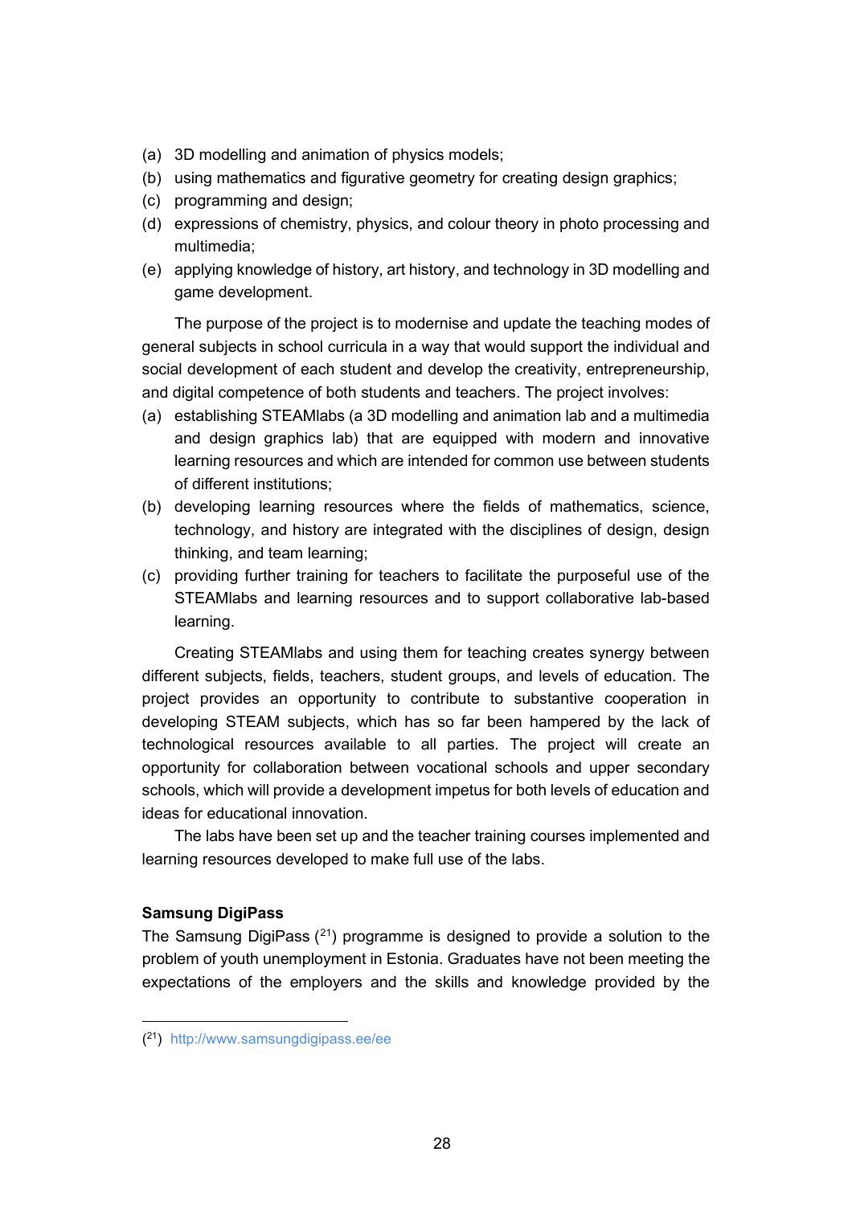(a) 3D modelling and animation of physics models;
(b) using mathematics and figurative geometry for creating design graphics;
(c) programming and design;
(d) expressions of chemistry, physics, and colour theory in photo processing and multimedia;
(e) applying knowledge of history, art history, and technology in 3D modelling and game development.

The purpose of the project is to modernise and update the teaching modes of general subjects in school curricula in a way that would support the individual and social development of each student and develop the creativity, entrepreneurship, and digital competence of both students and teachers. The project involves:

(a) establishing STEAMlabs (a 3D modelling and animation lab and a multimedia and design graphics lab) that are equipped with modern and innovative learning resources and which are intended for common use between students of different institutions;
(b) developing learning resources where the fields of mathematics, science, technology, and history are integrated with the disciplines of design, design thinking, and team learning;
(c) providing further training for teachers to facilitate the purposeful use of the STEAMlabs and learning resources and to support collaborative lab-based learning.

Creating STEAMlabs and using them for teaching creates synergy between different subjects, fields, teachers, student groups, and levels of education. The project provides an opportunity to contribute to substantive cooperation in developing STEAM subjects, which has so far been hampered by the lack of technological resources available to all parties. The project will create an opportunity for collaboration between vocational schools and upper secondary schools, which will provide a development impetus for both levels of education and ideas for educational innovation.

The labs have been set up and the teacher training courses implemented and learning resources developed to make full use of the labs.

**Samsung DigiPass**

The Samsung DigiPass ([21]) programme is designed to provide a solution to the problem of youth unemployment in Estonia. Graduates have not been meeting the expectations of the employers and the skills and knowledge provided by the

([21]) http://www.samsungdigipass.ee/ee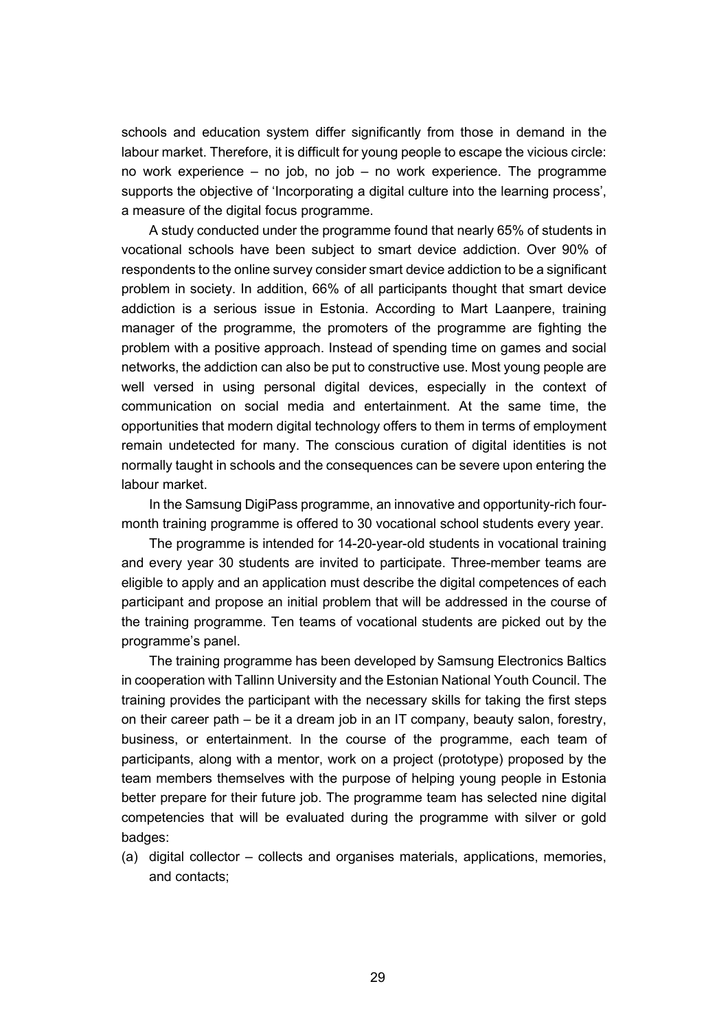schools and education system differ significantly from those in demand in the labour market. Therefore, it is difficult for young people to escape the vicious circle: no work experience – no job, no job – no work experience. The programme supports the objective of 'Incorporating a digital culture into the learning process', a measure of the digital focus programme.

A study conducted under the programme found that nearly 65% of students in vocational schools have been subject to smart device addiction. Over 90% of respondents to the online survey consider smart device addiction to be a significant problem in society. In addition, 66% of all participants thought that smart device addiction is a serious issue in Estonia. According to Mart Laanpere, training manager of the programme, the promoters of the programme are fighting the problem with a positive approach. Instead of spending time on games and social networks, the addiction can also be put to constructive use. Most young people are well versed in using personal digital devices, especially in the context of communication on social media and entertainment. At the same time, the opportunities that modern digital technology offers to them in terms of employment remain undetected for many. The conscious curation of digital identities is not normally taught in schools and the consequences can be severe upon entering the labour market.

In the Samsung DigiPass programme, an innovative and opportunity-rich four-month training programme is offered to 30 vocational school students every year.

The programme is intended for 14-20-year-old students in vocational training and every year 30 students are invited to participate. Three-member teams are eligible to apply and an application must describe the digital competences of each participant and propose an initial problem that will be addressed in the course of the training programme. Ten teams of vocational students are picked out by the programme's panel.

The training programme has been developed by Samsung Electronics Baltics in cooperation with Tallinn University and the Estonian National Youth Council. The training provides the participant with the necessary skills for taking the first steps on their career path – be it a dream job in an IT company, beauty salon, forestry, business, or entertainment. In the course of the programme, each team of participants, along with a mentor, work on a project (prototype) proposed by the team members themselves with the purpose of helping young people in Estonia better prepare for their future job. The programme team has selected nine digital competencies that will be evaluated during the programme with silver or gold badges:

(a) digital collector – collects and organises materials, applications, memories, and contacts;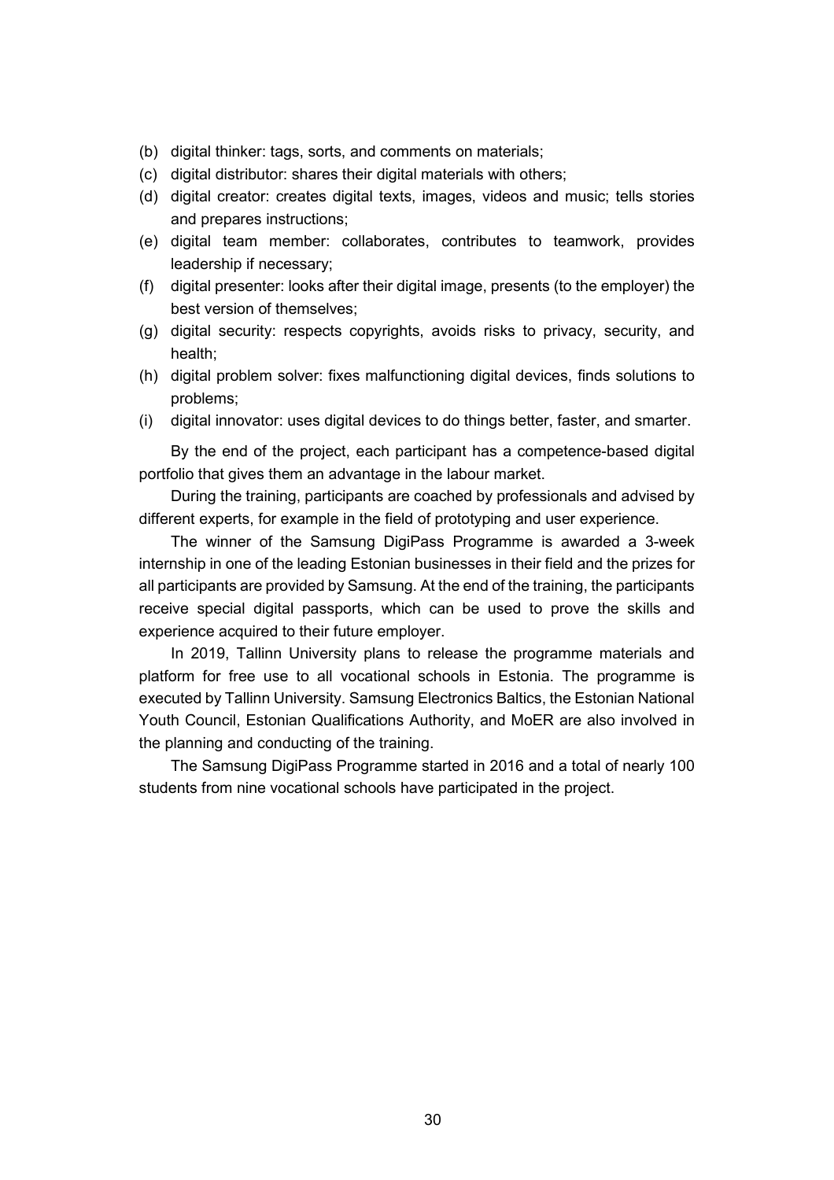(b) digital thinker: tags, sorts, and comments on materials;
(c) digital distributor: shares their digital materials with others;
(d) digital creator: creates digital texts, images, videos and music; tells stories and prepares instructions;
(e) digital team member: collaborates, contributes to teamwork, provides leadership if necessary;
(f) digital presenter: looks after their digital image, presents (to the employer) the best version of themselves;
(g) digital security: respects copyrights, avoids risks to privacy, security, and health;
(h) digital problem solver: fixes malfunctioning digital devices, finds solutions to problems;
(i) digital innovator: uses digital devices to do things better, faster, and smarter.

By the end of the project, each participant has a competence-based digital portfolio that gives them an advantage in the labour market.

During the training, participants are coached by professionals and advised by different experts, for example in the field of prototyping and user experience.

The winner of the Samsung DigiPass Programme is awarded a 3-week internship in one of the leading Estonian businesses in their field and the prizes for all participants are provided by Samsung. At the end of the training, the participants receive special digital passports, which can be used to prove the skills and experience acquired to their future employer.

In 2019, Tallinn University plans to release the programme materials and platform for free use to all vocational schools in Estonia. The programme is executed by Tallinn University. Samsung Electronics Baltics, the Estonian National Youth Council, Estonian Qualifications Authority, and MoER are also involved in the planning and conducting of the training.

The Samsung DigiPass Programme started in 2016 and a total of nearly 100 students from nine vocational schools have participated in the project.